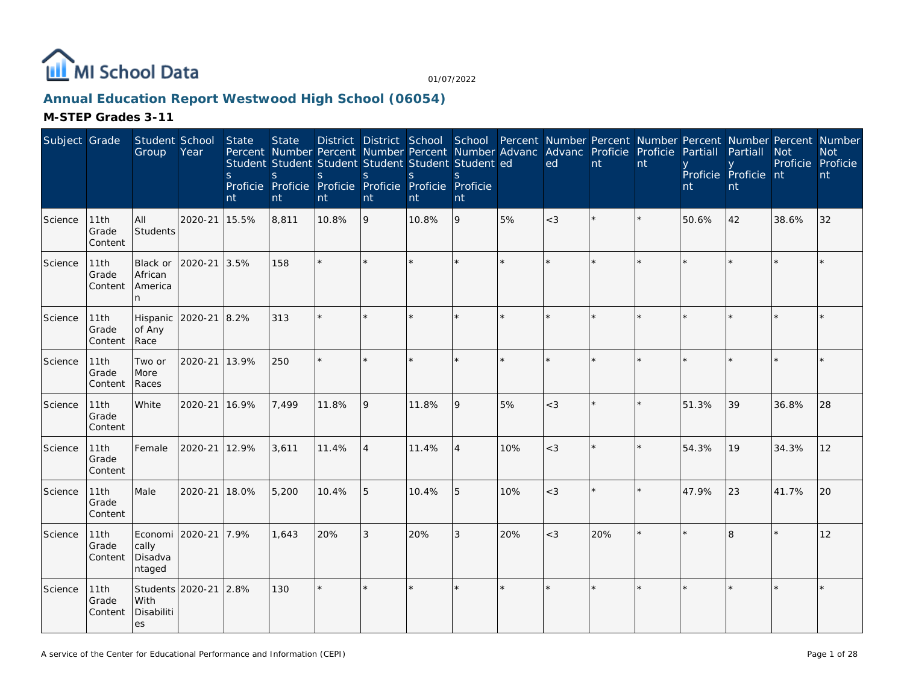MI School Data

01/07/2022

## Annual Education Report Westwood High School (06054)

### M-STEP Grades 3-11

| Subject | Grade | Student Group | School Year | State Percent Students Proficient | State Number Students Proficient | District Percent Students Proficient | District Number Students Proficient | School Percent Students Proficient | School Number Students Proficient | Percent Advanced | Number Advanced | Percent Proficient | Number Proficient | Percent Partially Proficient | Number Partially Proficient | Percent Not Proficient | Number Not Proficient |
|---|---|---|---|---|---|---|---|---|---|---|---|---|---|---|---|---|---|
| Science | 11th Grade Content | All Students | 2020-21 | 15.5% | 8,811 | 10.8% | 9 | 10.8% | 9 | 5% | <3 | * | * | 50.6% | 42 | 38.6% | 32 |
| Science | 11th Grade Content | Black or African American | 2020-21 | 3.5% | 158 | * | * | * | * | * | * | * | * | * | * | * | * |
| Science | 11th Grade Content | Hispanic of Any Race | 2020-21 | 8.2% | 313 | * | * | * | * | * | * | * | * | * | * | * | * |
| Science | 11th Grade Content | Two or More Races | 2020-21 | 13.9% | 250 | * | * | * | * | * | * | * | * | * | * | * | * |
| Science | 11th Grade Content | White | 2020-21 | 16.9% | 7,499 | 11.8% | 9 | 11.8% | 9 | 5% | <3 | * | * | 51.3% | 39 | 36.8% | 28 |
| Science | 11th Grade Content | Female | 2020-21 | 12.9% | 3,611 | 11.4% | 4 | 11.4% | 4 | 10% | <3 | * | * | 54.3% | 19 | 34.3% | 12 |
| Science | 11th Grade Content | Male | 2020-21 | 18.0% | 5,200 | 10.4% | 5 | 10.4% | 5 | 10% | <3 | * | * | 47.9% | 23 | 41.7% | 20 |
| Science | 11th Grade Content | Economically Disadvantaged | 2020-21 | 7.9% | 1,643 | 20% | 3 | 20% | 3 | 20% | <3 | 20% | * | * | 8 | * | 12 |
| Science | 11th Grade Content | Students With Disabilities | 2020-21 | 2.8% | 130 | * | * | * | * | * | * | * | * | * | * | * | * |

A service of the Center for Educational Performance and Information (CEPI)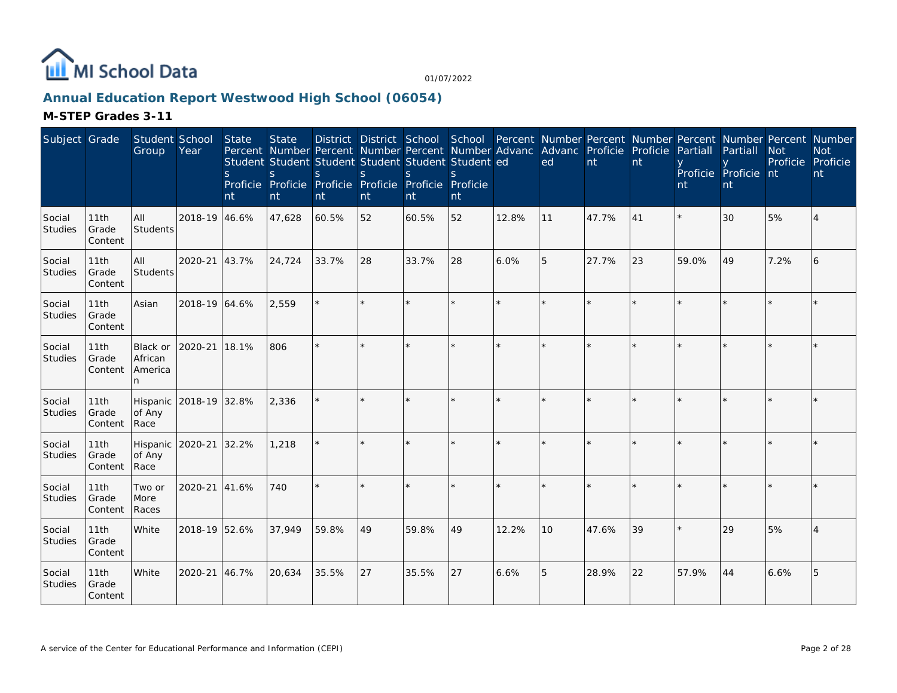## Annual Education Report Westwood High School (06054)

### M-STEP Grades 3-11

| Subject | Grade | Student Group | School Year | State Percent Students Proficient | State Number Students Proficient | District Percent Students Proficient | District Number Students Proficient | School Percent Students Proficient | School Number Students Proficient | Percent Advanced | Number Advanced | Percent Proficient | Number Proficient | Percent Partially Proficient | Number Partially Proficient | Percent Not Proficient | Number Not Proficient |
|---|---|---|---|---|---|---|---|---|---|---|---|---|---|---|---|---|---|
| Social Studies | 11th Grade Content | All Students | 2018-19 | 46.6% | 47,628 | 60.5% | 52 | 60.5% | 52 | 12.8% | 11 | 47.7% | 41 | * | 30 | 5% | 4 |
| Social Studies | 11th Grade Content | All Students | 2020-21 | 43.7% | 24,724 | 33.7% | 28 | 33.7% | 28 | 6.0% | 5 | 27.7% | 23 | 59.0% | 49 | 7.2% | 6 |
| Social Studies | 11th Grade Content | Asian | 2018-19 | 64.6% | 2,559 | * | * | * | * | * | * | * | * | * | * | * | * |
| Social Studies | 11th Grade Content | Black or African American | 2020-21 | 18.1% | 806 | * | * | * | * | * | * | * | * | * | * | * | * |
| Social Studies | 11th Grade Content | Hispanic of Any Race | 2018-19 | 32.8% | 2,336 | * | * | * | * | * | * | * | * | * | * | * | * |
| Social Studies | 11th Grade Content | Hispanic of Any Race | 2020-21 | 32.2% | 1,218 | * | * | * | * | * | * | * | * | * | * | * | * |
| Social Studies | 11th Grade Content | Two or More Races | 2020-21 | 41.6% | 740 | * | * | * | * | * | * | * | * | * | * | * | * |
| Social Studies | 11th Grade Content | White | 2018-19 | 52.6% | 37,949 | 59.8% | 49 | 59.8% | 49 | 12.2% | 10 | 47.6% | 39 | * | 29 | 5% | 4 |
| Social Studies | 11th Grade Content | White | 2020-21 | 46.7% | 20,634 | 35.5% | 27 | 35.5% | 27 | 6.6% | 5 | 28.9% | 22 | 57.9% | 44 | 6.6% | 5 |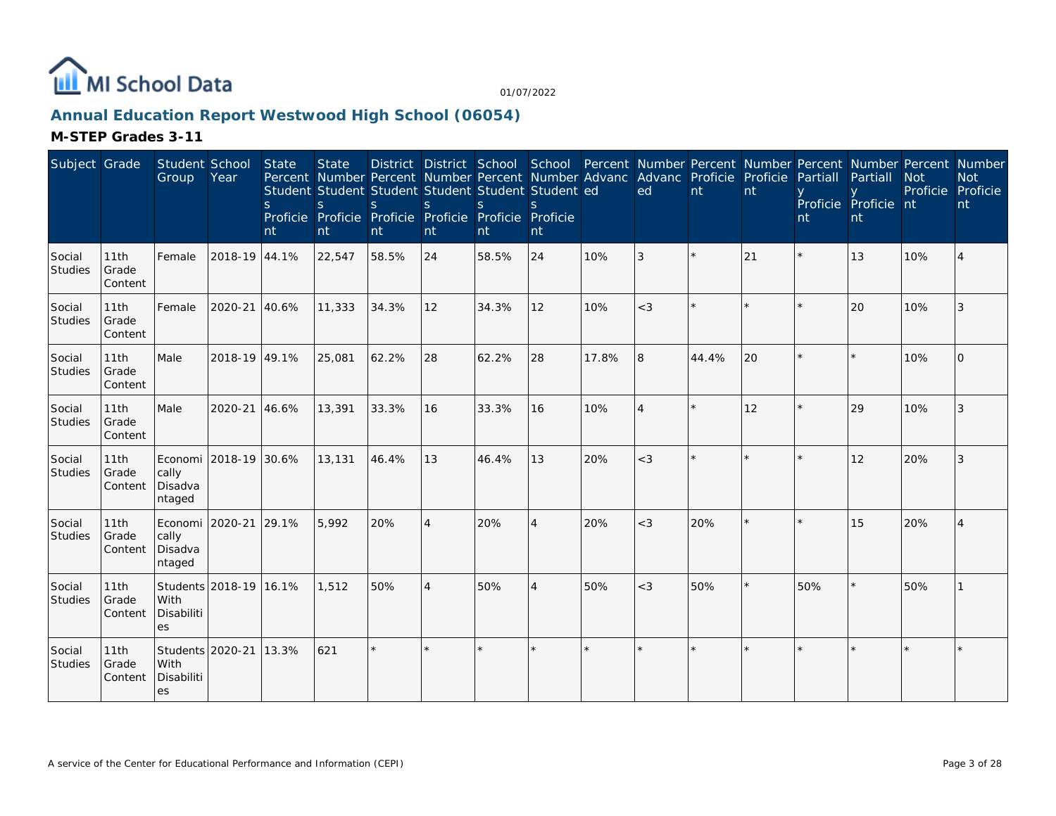## Annual Education Report Westwood High School (06054)

### M-STEP Grades 3-11

| Subject | Grade | Student Group | School Year | State Percent Students Proficient | State Number Students Proficient | District Percent Students Proficient | District Number Students Proficient | School Percent Students Proficient | School Number Students Proficient | Percent Advanced | Number Advanced | Percent Proficient | Number Proficient | Percent Partially Proficient | Number Partially Proficient | Percent Not Proficient | Number Not Proficient |
|---|---|---|---|---|---|---|---|---|---|---|---|---|---|---|---|---|---|
| Social Studies | 11th Grade Content | Female | 2018-19 | 44.1% | 22,547 | 58.5% | 24 | 58.5% | 24 | 10% | 3 | * | 21 | * | 13 | 10% | 4 |
| Social Studies | 11th Grade Content | Female | 2020-21 | 40.6% | 11,333 | 34.3% | 12 | 34.3% | 12 | 10% | <3 | * | * | * | 20 | 10% | 3 |
| Social Studies | 11th Grade Content | Male | 2018-19 | 49.1% | 25,081 | 62.2% | 28 | 62.2% | 28 | 17.8% | 8 | 44.4% | 20 | * | * | 10% | 0 |
| Social Studies | 11th Grade Content | Male | 2020-21 | 46.6% | 13,391 | 33.3% | 16 | 33.3% | 16 | 10% | 4 | * | 12 | * | 29 | 10% | 3 |
| Social Studies | 11th Grade Content | Economically Disadvantaged | 2018-19 | 30.6% | 13,131 | 46.4% | 13 | 46.4% | 13 | 20% | <3 | * | * | * | 12 | 20% | 3 |
| Social Studies | 11th Grade Content | Economically Disadvantaged | 2020-21 | 29.1% | 5,992 | 20% | 4 | 20% | 4 | 20% | <3 | 20% | * | * | 15 | 20% | 4 |
| Social Studies | 11th Grade Content | Students With Disabilities | 2018-19 | 16.1% | 1,512 | 50% | 4 | 50% | 4 | 50% | <3 | 50% | * | 50% | * | 50% | 1 |
| Social Studies | 11th Grade Content | Students With Disabilities | 2020-21 | 13.3% | 621 | * | * | * | * | * | * | * | * | * | * | * | * |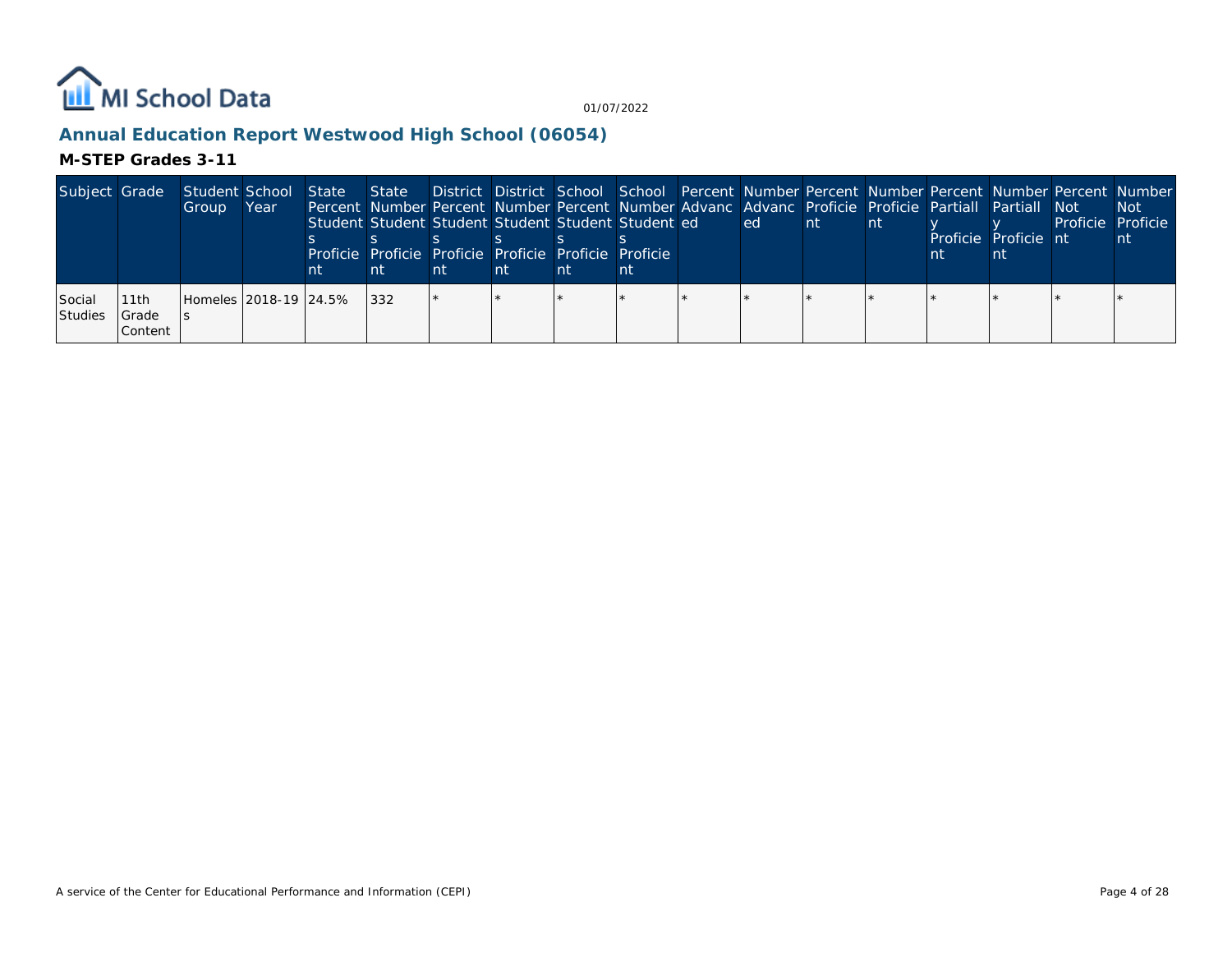MI School Data

01/07/2022

## Annual Education Report Westwood High School (06054)

### M-STEP Grades 3-11

| Subject | Grade | Student Group | School Year | State Percent Students Proficient | State Number Students Proficient | District Percent Students Proficient | District Number Students Proficient | School Percent Students Proficient | School Number Students Proficient | Percent Advanced | Number Advanced | Percent Proficient | Number Proficient | Percent Partially Proficient | Number Partially Proficient | Percent Not Proficient | Number Not Proficient |
|---|---|---|---|---|---|---|---|---|---|---|---|---|---|---|---|---|---|
| Social Studies | 11th Grade Content | Homeless | 2018-19 | 24.5% | 332 | * | * | * | * | * | * | * | * | * | * | * | * |

A service of the Center for Educational Performance and Information (CEPI)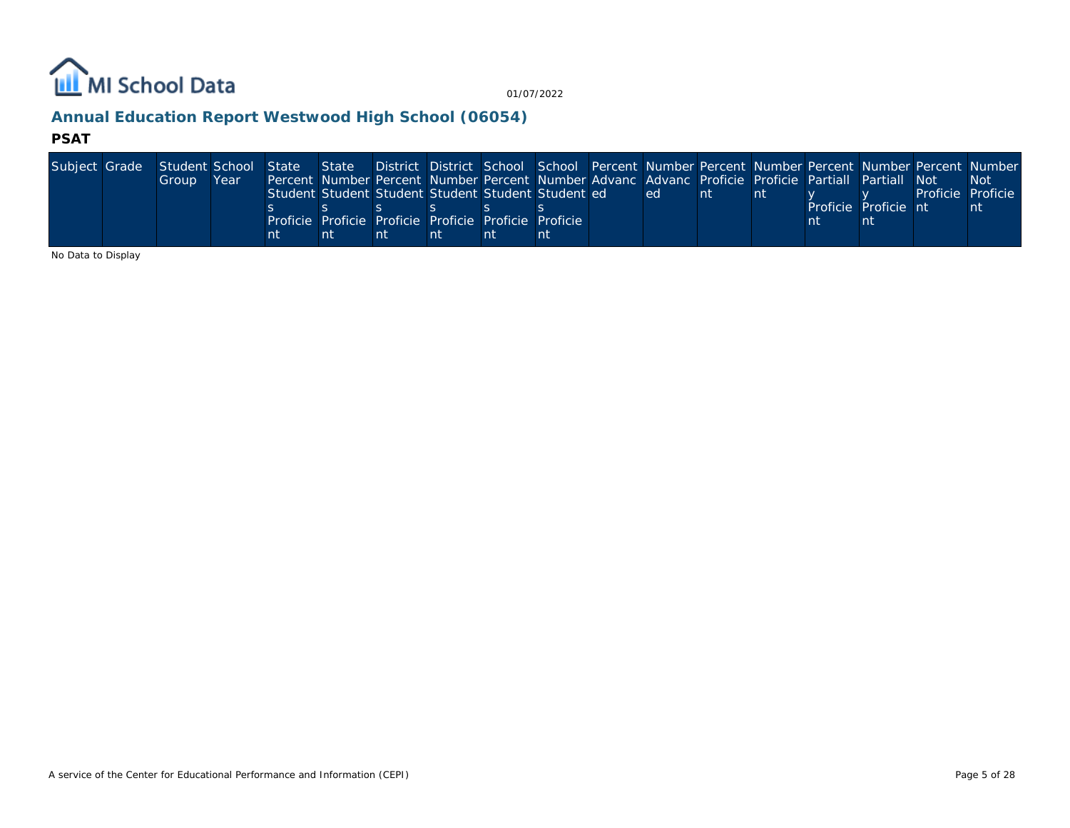## Annual Education Report Westwood High School (06054)

### PSAT

| Subject | Grade | Student Group | School Year | State Percent Students Proficient | State Number Students Proficient | District Percent Students Proficient | District Number Students Proficient | School Percent Students Proficient | School Number Students Proficient | Percent Advanced | Number Advanced | Percent Proficient | Number Proficient | Percent Partially Proficient | Number Partially Proficient | Percent Not Proficient | Number Not Proficient |
|---|---|---|---|---|---|---|---|---|---|---|---|---|---|---|---|---|---|

No Data to Display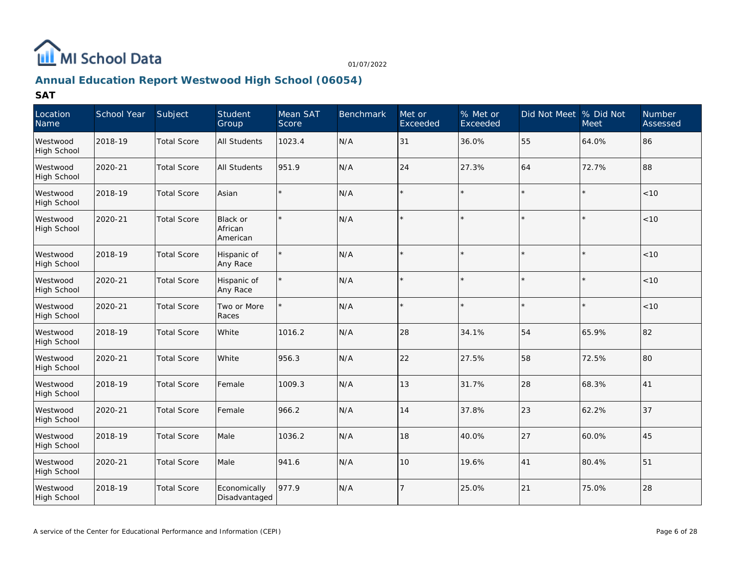# Annual Education Report Westwood High School (06054)

## SAT

| Location Name | School Year | Subject | Student Group | Mean SAT Score | Benchmark | Met or Exceeded | % Met or Exceeded | Did Not Meet | % Did Not Meet | Number Assessed |
|---|---|---|---|---|---|---|---|---|---|---|
| Westwood High School | 2018-19 | Total Score | All Students | 1023.4 | N/A | 31 | 36.0% | 55 | 64.0% | 86 |
| Westwood High School | 2020-21 | Total Score | All Students | 951.9 | N/A | 24 | 27.3% | 64 | 72.7% | 88 |
| Westwood High School | 2018-19 | Total Score | Asian | * | N/A | * | * | * | * | <10 |
| Westwood High School | 2020-21 | Total Score | Black or African American | * | N/A | * | * | * | * | <10 |
| Westwood High School | 2018-19 | Total Score | Hispanic of Any Race | * | N/A | * | * | * | * | <10 |
| Westwood High School | 2020-21 | Total Score | Hispanic of Any Race | * | N/A | * | * | * | * | <10 |
| Westwood High School | 2020-21 | Total Score | Two or More Races | * | N/A | * | * | * | * | <10 |
| Westwood High School | 2018-19 | Total Score | White | 1016.2 | N/A | 28 | 34.1% | 54 | 65.9% | 82 |
| Westwood High School | 2020-21 | Total Score | White | 956.3 | N/A | 22 | 27.5% | 58 | 72.5% | 80 |
| Westwood High School | 2018-19 | Total Score | Female | 1009.3 | N/A | 13 | 31.7% | 28 | 68.3% | 41 |
| Westwood High School | 2020-21 | Total Score | Female | 966.2 | N/A | 14 | 37.8% | 23 | 62.2% | 37 |
| Westwood High School | 2018-19 | Total Score | Male | 1036.2 | N/A | 18 | 40.0% | 27 | 60.0% | 45 |
| Westwood High School | 2020-21 | Total Score | Male | 941.6 | N/A | 10 | 19.6% | 41 | 80.4% | 51 |
| Westwood High School | 2018-19 | Total Score | Economically Disadvantaged | 977.9 | N/A | 7 | 25.0% | 21 | 75.0% | 28 |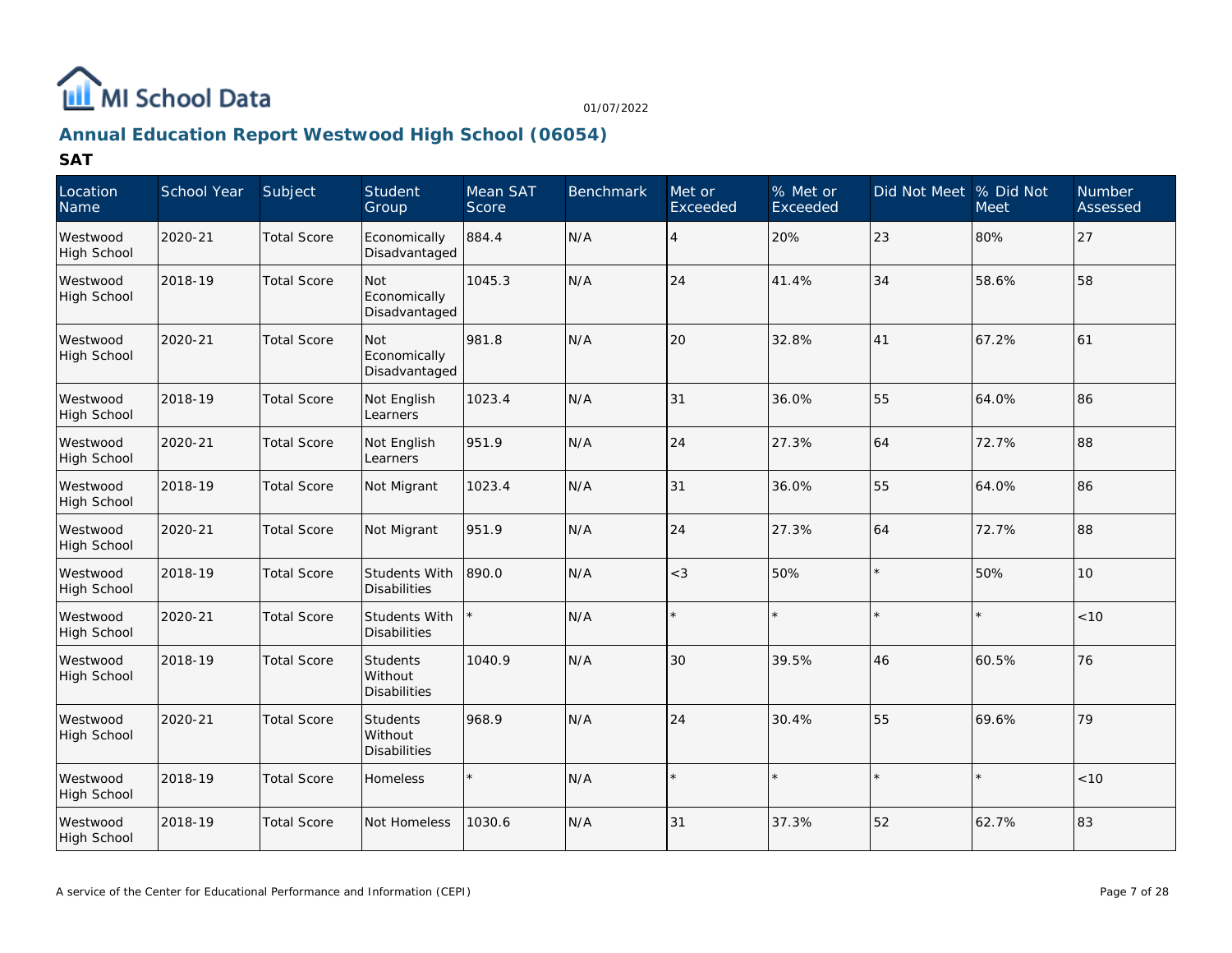MI School Data

01/07/2022

## Annual Education Report Westwood High School (06054)

### SAT

| Location Name | School Year | Subject | Student Group | Mean SAT Score | Benchmark | Met or Exceeded | % Met or Exceeded | Did Not Meet | % Did Not Meet | Number Assessed |
|---|---|---|---|---|---|---|---|---|---|---|
| Westwood High School | 2020-21 | Total Score | Economically Disadvantaged | 884.4 | N/A | 4 | 20% | 23 | 80% | 27 |
| Westwood High School | 2018-19 | Total Score | Not Economically Disadvantaged | 1045.3 | N/A | 24 | 41.4% | 34 | 58.6% | 58 |
| Westwood High School | 2020-21 | Total Score | Not Economically Disadvantaged | 981.8 | N/A | 20 | 32.8% | 41 | 67.2% | 61 |
| Westwood High School | 2018-19 | Total Score | Not English Learners | 1023.4 | N/A | 31 | 36.0% | 55 | 64.0% | 86 |
| Westwood High School | 2020-21 | Total Score | Not English Learners | 951.9 | N/A | 24 | 27.3% | 64 | 72.7% | 88 |
| Westwood High School | 2018-19 | Total Score | Not Migrant | 1023.4 | N/A | 31 | 36.0% | 55 | 64.0% | 86 |
| Westwood High School | 2020-21 | Total Score | Not Migrant | 951.9 | N/A | 24 | 27.3% | 64 | 72.7% | 88 |
| Westwood High School | 2018-19 | Total Score | Students With Disabilities | 890.0 | N/A | <3 | 50% | * | 50% | 10 |
| Westwood High School | 2020-21 | Total Score | Students With Disabilities | * | N/A | * | * | * | * | <10 |
| Westwood High School | 2018-19 | Total Score | Students Without Disabilities | 1040.9 | N/A | 30 | 39.5% | 46 | 60.5% | 76 |
| Westwood High School | 2020-21 | Total Score | Students Without Disabilities | 968.9 | N/A | 24 | 30.4% | 55 | 69.6% | 79 |
| Westwood High School | 2018-19 | Total Score | Homeless | * | N/A | * | * | * | * | <10 |
| Westwood High School | 2018-19 | Total Score | Not Homeless | 1030.6 | N/A | 31 | 37.3% | 52 | 62.7% | 83 |

A service of the Center for Educational Performance and Information (CEPI)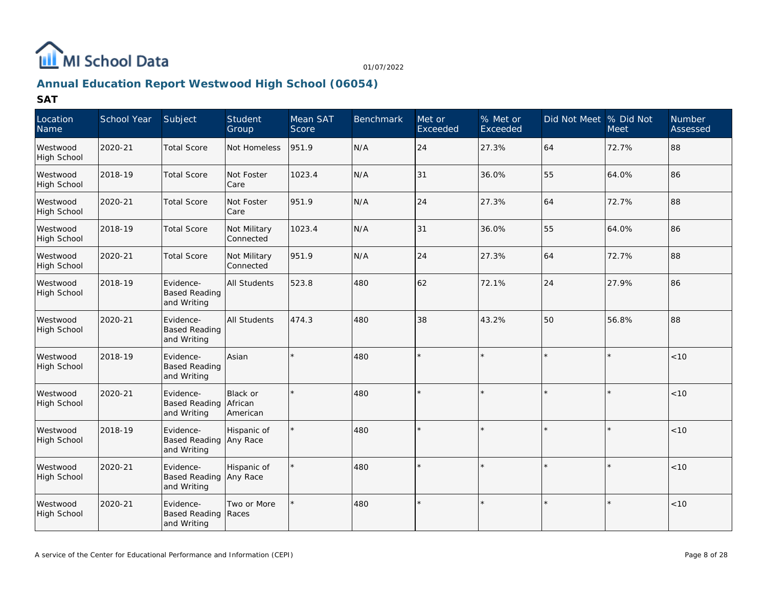# Annual Education Report Westwood High School (06054)

## SAT

| Location Name | School Year | Subject | Student Group | Mean SAT Score | Benchmark | Met or Exceeded | % Met or Exceeded | Did Not Meet | % Did Not Meet | Number Assessed |
|---|---|---|---|---|---|---|---|---|---|---|
| Westwood High School | 2020-21 | Total Score | Not Homeless | 951.9 | N/A | 24 | 27.3% | 64 | 72.7% | 88 |
| Westwood High School | 2018-19 | Total Score | Not Foster Care | 1023.4 | N/A | 31 | 36.0% | 55 | 64.0% | 86 |
| Westwood High School | 2020-21 | Total Score | Not Foster Care | 951.9 | N/A | 24 | 27.3% | 64 | 72.7% | 88 |
| Westwood High School | 2018-19 | Total Score | Not Military Connected | 1023.4 | N/A | 31 | 36.0% | 55 | 64.0% | 86 |
| Westwood High School | 2020-21 | Total Score | Not Military Connected | 951.9 | N/A | 24 | 27.3% | 64 | 72.7% | 88 |
| Westwood High School | 2018-19 | Evidence-Based Reading and Writing | All Students | 523.8 | 480 | 62 | 72.1% | 24 | 27.9% | 86 |
| Westwood High School | 2020-21 | Evidence-Based Reading and Writing | All Students | 474.3 | 480 | 38 | 43.2% | 50 | 56.8% | 88 |
| Westwood High School | 2018-19 | Evidence-Based Reading and Writing | Asian | * | 480 | * | * | * | * | <10 |
| Westwood High School | 2020-21 | Evidence-Based Reading and Writing | Black or African American | * | 480 | * | * | * | * | <10 |
| Westwood High School | 2018-19 | Evidence-Based Reading and Writing | Hispanic of Any Race | * | 480 | * | * | * | * | <10 |
| Westwood High School | 2020-21 | Evidence-Based Reading and Writing | Hispanic of Any Race | * | 480 | * | * | * | * | <10 |
| Westwood High School | 2020-21 | Evidence-Based Reading and Writing | Two or More Races | * | 480 | * | * | * | * | <10 |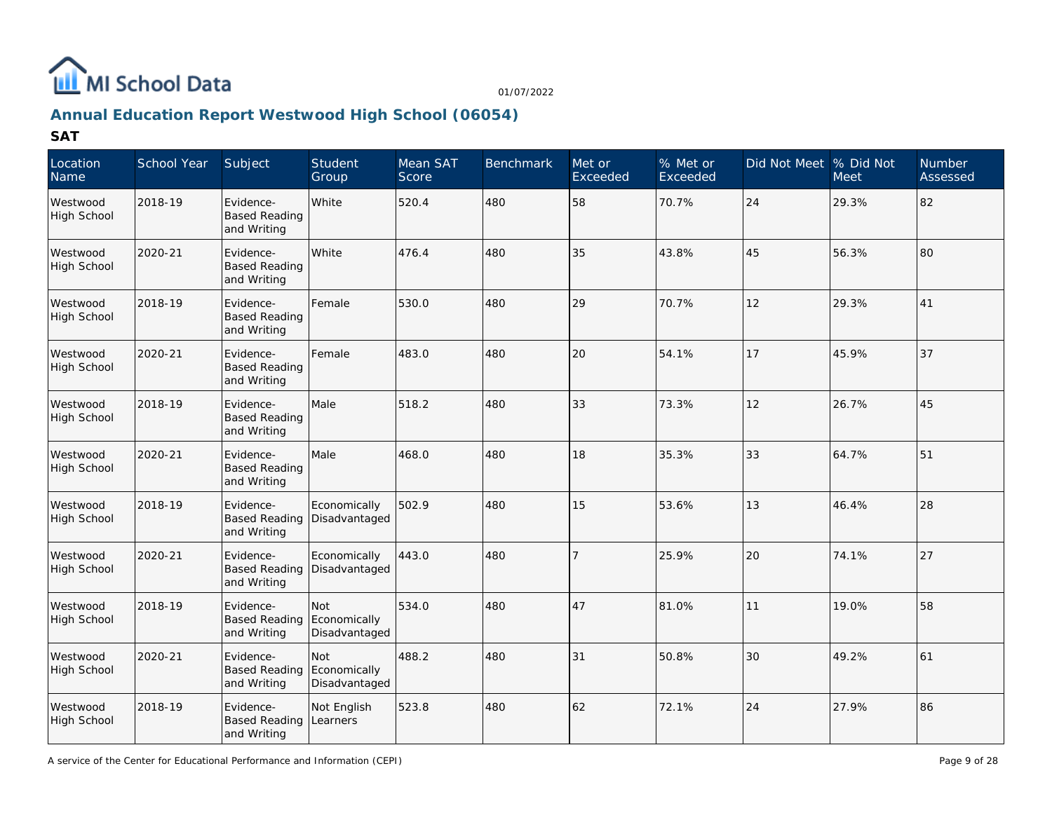## Annual Education Report Westwood High School (06054)

### SAT

| Location Name | School Year | Subject | Student Group | Mean SAT Score | Benchmark | Met or Exceeded | % Met or Exceeded | Did Not Meet | % Did Not Meet | Number Assessed |
|---|---|---|---|---|---|---|---|---|---|---|
| Westwood High School | 2018-19 | Evidence-Based Reading and Writing | White | 520.4 | 480 | 58 | 70.7% | 24 | 29.3% | 82 |
| Westwood High School | 2020-21 | Evidence-Based Reading and Writing | White | 476.4 | 480 | 35 | 43.8% | 45 | 56.3% | 80 |
| Westwood High School | 2018-19 | Evidence-Based Reading and Writing | Female | 530.0 | 480 | 29 | 70.7% | 12 | 29.3% | 41 |
| Westwood High School | 2020-21 | Evidence-Based Reading and Writing | Female | 483.0 | 480 | 20 | 54.1% | 17 | 45.9% | 37 |
| Westwood High School | 2018-19 | Evidence-Based Reading and Writing | Male | 518.2 | 480 | 33 | 73.3% | 12 | 26.7% | 45 |
| Westwood High School | 2020-21 | Evidence-Based Reading and Writing | Male | 468.0 | 480 | 18 | 35.3% | 33 | 64.7% | 51 |
| Westwood High School | 2018-19 | Evidence-Based Reading and Writing | Economically Disadvantaged | 502.9 | 480 | 15 | 53.6% | 13 | 46.4% | 28 |
| Westwood High School | 2020-21 | Evidence-Based Reading and Writing | Economically Disadvantaged | 443.0 | 480 | 7 | 25.9% | 20 | 74.1% | 27 |
| Westwood High School | 2018-19 | Evidence-Based Reading and Writing | Not Economically Disadvantaged | 534.0 | 480 | 47 | 81.0% | 11 | 19.0% | 58 |
| Westwood High School | 2020-21 | Evidence-Based Reading and Writing | Not Economically Disadvantaged | 488.2 | 480 | 31 | 50.8% | 30 | 49.2% | 61 |
| Westwood High School | 2018-19 | Evidence-Based Reading and Writing | Not English Learners | 523.8 | 480 | 62 | 72.1% | 24 | 27.9% | 86 |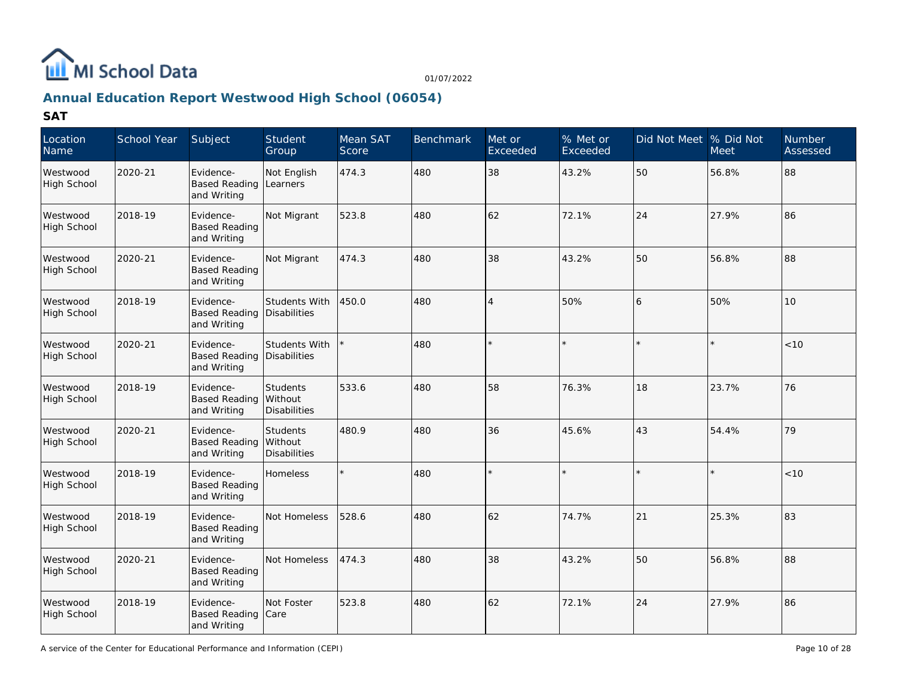# Annual Education Report Westwood High School (06054)

01/07/2022

## SAT

| Location Name | School Year | Subject | Student Group | Mean SAT Score | Benchmark | Met or Exceeded | % Met or Exceeded | Did Not Meet | % Did Not Meet | Number Assessed |
|---|---|---|---|---|---|---|---|---|---|---|
| Westwood High School | 2020-21 | Evidence-Based Reading and Writing | Not English Learners | 474.3 | 480 | 38 | 43.2% | 50 | 56.8% | 88 |
| Westwood High School | 2018-19 | Evidence-Based Reading and Writing | Not Migrant | 523.8 | 480 | 62 | 72.1% | 24 | 27.9% | 86 |
| Westwood High School | 2020-21 | Evidence-Based Reading and Writing | Not Migrant | 474.3 | 480 | 38 | 43.2% | 50 | 56.8% | 88 |
| Westwood High School | 2018-19 | Evidence-Based Reading and Writing | Students With Disabilities | 450.0 | 480 | 4 | 50% | 6 | 50% | 10 |
| Westwood High School | 2020-21 | Evidence-Based Reading and Writing | Students With Disabilities | * | 480 | * | * | * | * | <10 |
| Westwood High School | 2018-19 | Evidence-Based Reading and Writing | Students Without Disabilities | 533.6 | 480 | 58 | 76.3% | 18 | 23.7% | 76 |
| Westwood High School | 2020-21 | Evidence-Based Reading and Writing | Students Without Disabilities | 480.9 | 480 | 36 | 45.6% | 43 | 54.4% | 79 |
| Westwood High School | 2018-19 | Evidence-Based Reading and Writing | Homeless | * | 480 | * | * | * | * | <10 |
| Westwood High School | 2018-19 | Evidence-Based Reading and Writing | Not Homeless | 528.6 | 480 | 62 | 74.7% | 21 | 25.3% | 83 |
| Westwood High School | 2020-21 | Evidence-Based Reading and Writing | Not Homeless | 474.3 | 480 | 38 | 43.2% | 50 | 56.8% | 88 |
| Westwood High School | 2018-19 | Evidence-Based Reading and Writing | Not Foster Care | 523.8 | 480 | 62 | 72.1% | 24 | 27.9% | 86 |

A service of the Center for Educational Performance and Information (CEPI)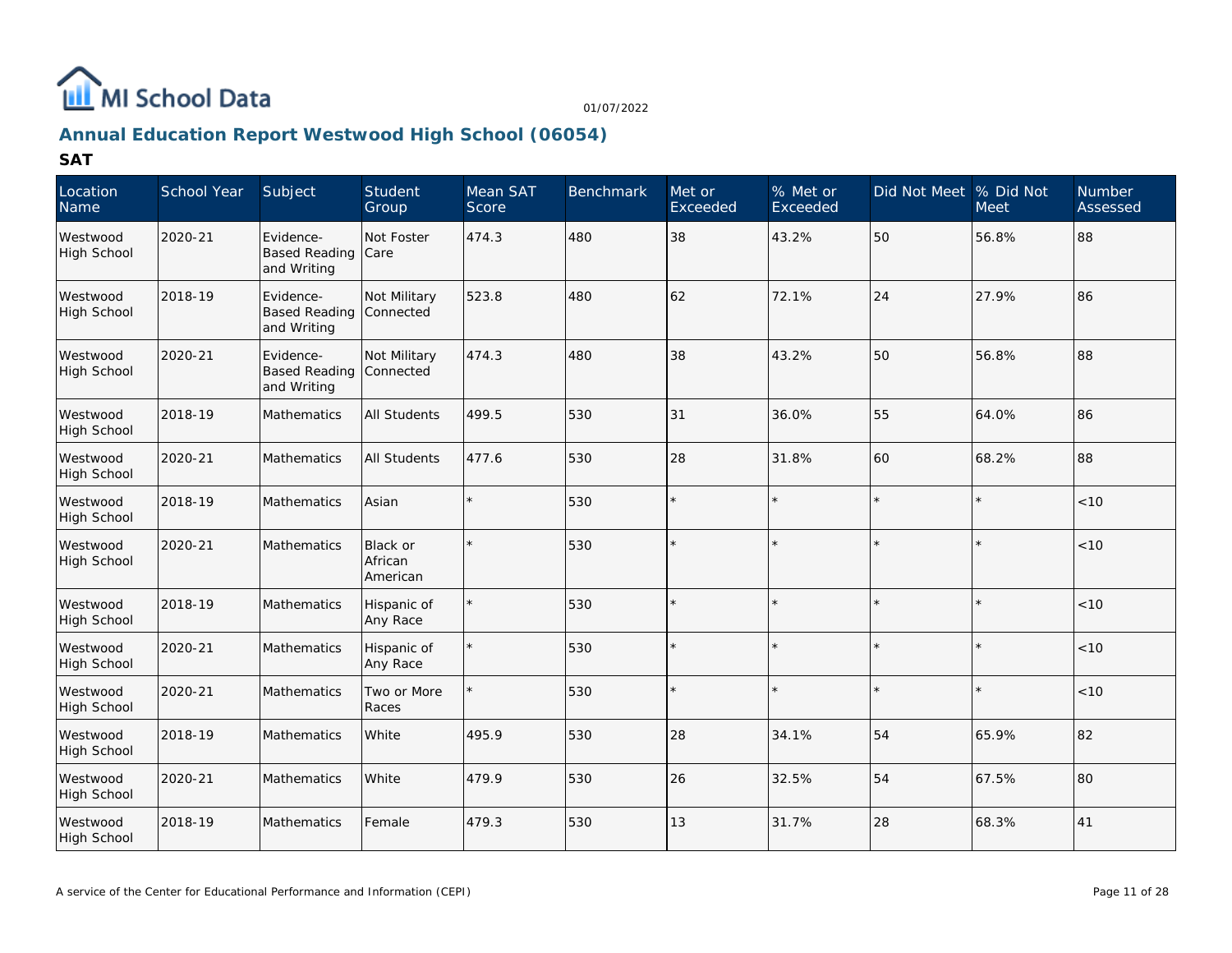MI School Data

01/07/2022

## Annual Education Report Westwood High School (06054)

### SAT

| Location Name | School Year | Subject | Student Group | Mean SAT Score | Benchmark | Met or Exceeded | % Met or Exceeded | Did Not Meet | % Did Not Meet | Number Assessed |
|---|---|---|---|---|---|---|---|---|---|---|
| Westwood High School | 2020-21 | Evidence-Based Reading and Writing | Not Foster Care | 474.3 | 480 | 38 | 43.2% | 50 | 56.8% | 88 |
| Westwood High School | 2018-19 | Evidence-Based Reading and Writing | Not Military Connected | 523.8 | 480 | 62 | 72.1% | 24 | 27.9% | 86 |
| Westwood High School | 2020-21 | Evidence-Based Reading and Writing | Not Military Connected | 474.3 | 480 | 38 | 43.2% | 50 | 56.8% | 88 |
| Westwood High School | 2018-19 | Mathematics | All Students | 499.5 | 530 | 31 | 36.0% | 55 | 64.0% | 86 |
| Westwood High School | 2020-21 | Mathematics | All Students | 477.6 | 530 | 28 | 31.8% | 60 | 68.2% | 88 |
| Westwood High School | 2018-19 | Mathematics | Asian | * | 530 | * | * | * | * | <10 |
| Westwood High School | 2020-21 | Mathematics | Black or African American | * | 530 | * | * | * | * | <10 |
| Westwood High School | 2018-19 | Mathematics | Hispanic of Any Race | * | 530 | * | * | * | * | <10 |
| Westwood High School | 2020-21 | Mathematics | Hispanic of Any Race | * | 530 | * | * | * | * | <10 |
| Westwood High School | 2020-21 | Mathematics | Two or More Races | * | 530 | * | * | * | * | <10 |
| Westwood High School | 2018-19 | Mathematics | White | 495.9 | 530 | 28 | 34.1% | 54 | 65.9% | 82 |
| Westwood High School | 2020-21 | Mathematics | White | 479.9 | 530 | 26 | 32.5% | 54 | 67.5% | 80 |
| Westwood High School | 2018-19 | Mathematics | Female | 479.3 | 530 | 13 | 31.7% | 28 | 68.3% | 41 |

A service of the Center for Educational Performance and Information (CEPI)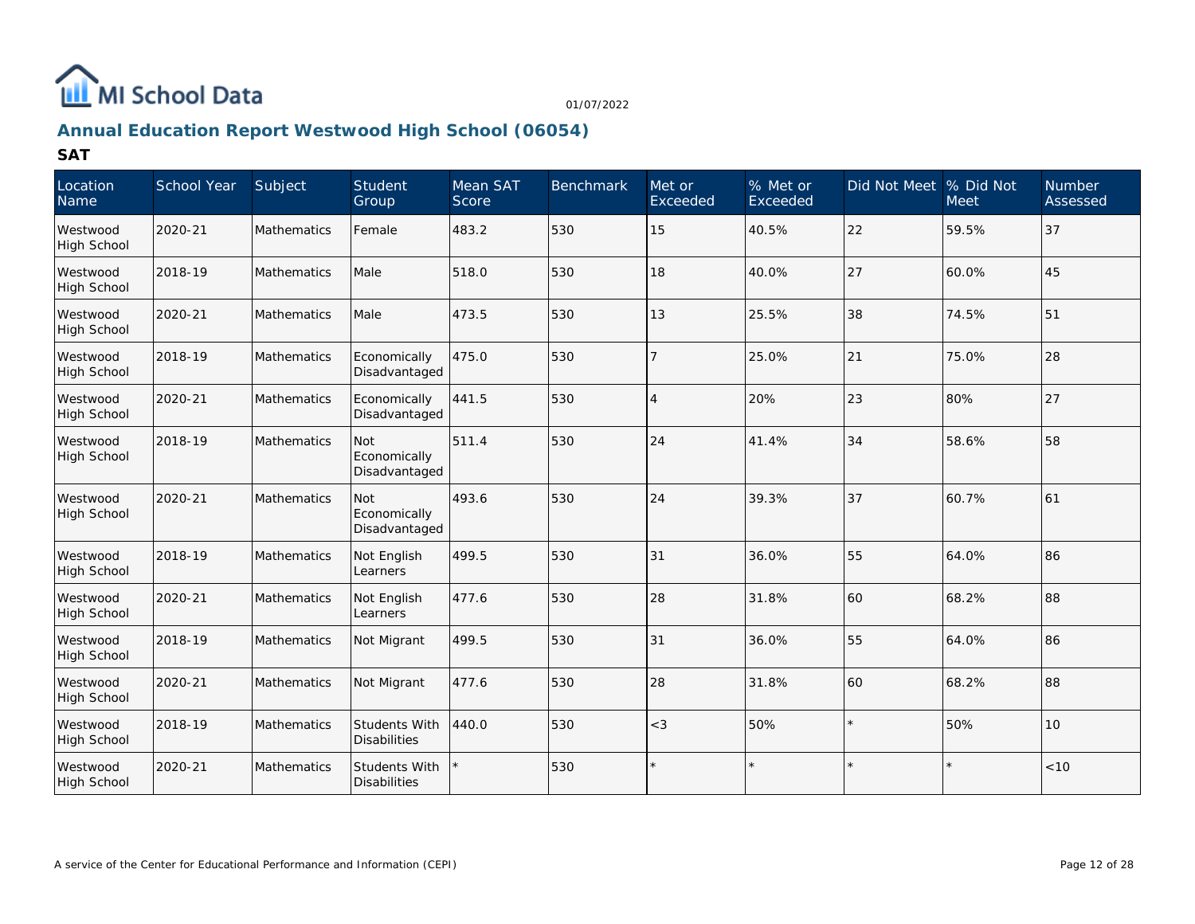## Annual Education Report Westwood High School (06054)

### SAT

| Location Name | School Year | Subject | Student Group | Mean SAT Score | Benchmark | Met or Exceeded | % Met or Exceeded | Did Not Meet | % Did Not Meet | Number Assessed |
|---|---|---|---|---|---|---|---|---|---|---|
| Westwood High School | 2020-21 | Mathematics | Female | 483.2 | 530 | 15 | 40.5% | 22 | 59.5% | 37 |
| Westwood High School | 2018-19 | Mathematics | Male | 518.0 | 530 | 18 | 40.0% | 27 | 60.0% | 45 |
| Westwood High School | 2020-21 | Mathematics | Male | 473.5 | 530 | 13 | 25.5% | 38 | 74.5% | 51 |
| Westwood High School | 2018-19 | Mathematics | Economically Disadvantaged | 475.0 | 530 | 7 | 25.0% | 21 | 75.0% | 28 |
| Westwood High School | 2020-21 | Mathematics | Economically Disadvantaged | 441.5 | 530 | 4 | 20% | 23 | 80% | 27 |
| Westwood High School | 2018-19 | Mathematics | Not Economically Disadvantaged | 511.4 | 530 | 24 | 41.4% | 34 | 58.6% | 58 |
| Westwood High School | 2020-21 | Mathematics | Not Economically Disadvantaged | 493.6 | 530 | 24 | 39.3% | 37 | 60.7% | 61 |
| Westwood High School | 2018-19 | Mathematics | Not English Learners | 499.5 | 530 | 31 | 36.0% | 55 | 64.0% | 86 |
| Westwood High School | 2020-21 | Mathematics | Not English Learners | 477.6 | 530 | 28 | 31.8% | 60 | 68.2% | 88 |
| Westwood High School | 2018-19 | Mathematics | Not Migrant | 499.5 | 530 | 31 | 36.0% | 55 | 64.0% | 86 |
| Westwood High School | 2020-21 | Mathematics | Not Migrant | 477.6 | 530 | 28 | 31.8% | 60 | 68.2% | 88 |
| Westwood High School | 2018-19 | Mathematics | Students With Disabilities | 440.0 | 530 | <3 | 50% | * | 50% | 10 |
| Westwood High School | 2020-21 | Mathematics | Students With Disabilities | * | 530 | * | * | * | * | <10 |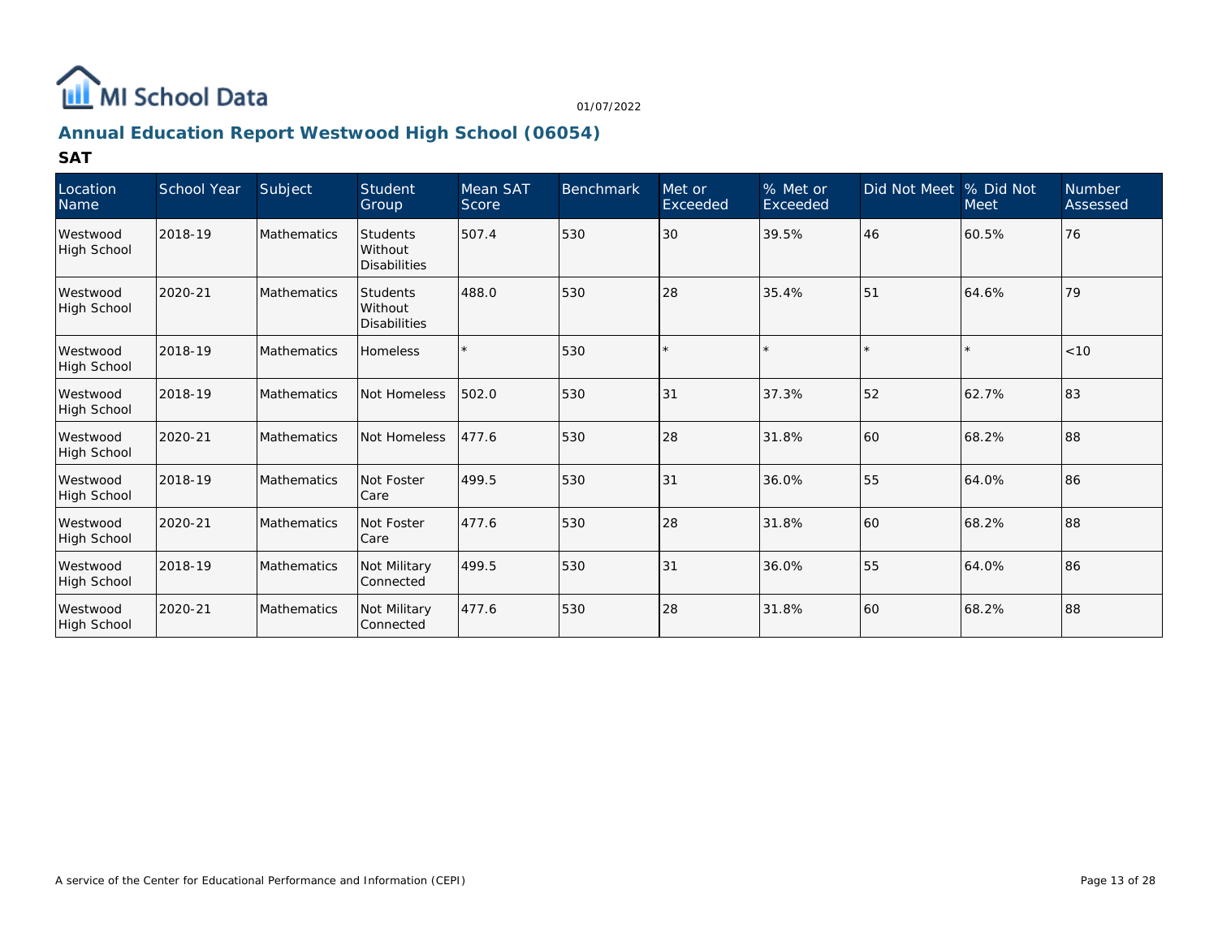MI School Data

01/07/2022

## Annual Education Report Westwood High School (06054)

### SAT

| Location Name | School Year | Subject | Student Group | Mean SAT Score | Benchmark | Met or Exceeded | % Met or Exceeded | Did Not Meet | % Did Not Meet | Number Assessed |
|---|---|---|---|---|---|---|---|---|---|---|
| Westwood High School | 2018-19 | Mathematics | Students Without Disabilities | 507.4 | 530 | 30 | 39.5% | 46 | 60.5% | 76 |
| Westwood High School | 2020-21 | Mathematics | Students Without Disabilities | 488.0 | 530 | 28 | 35.4% | 51 | 64.6% | 79 |
| Westwood High School | 2018-19 | Mathematics | Homeless | * | 530 | * | * | * | * | <10 |
| Westwood High School | 2018-19 | Mathematics | Not Homeless | 502.0 | 530 | 31 | 37.3% | 52 | 62.7% | 83 |
| Westwood High School | 2020-21 | Mathematics | Not Homeless | 477.6 | 530 | 28 | 31.8% | 60 | 68.2% | 88 |
| Westwood High School | 2018-19 | Mathematics | Not Foster Care | 499.5 | 530 | 31 | 36.0% | 55 | 64.0% | 86 |
| Westwood High School | 2020-21 | Mathematics | Not Foster Care | 477.6 | 530 | 28 | 31.8% | 60 | 68.2% | 88 |
| Westwood High School | 2018-19 | Mathematics | Not Military Connected | 499.5 | 530 | 31 | 36.0% | 55 | 64.0% | 86 |
| Westwood High School | 2020-21 | Mathematics | Not Military Connected | 477.6 | 530 | 28 | 31.8% | 60 | 68.2% | 88 |

A service of the Center for Educational Performance and Information (CEPI)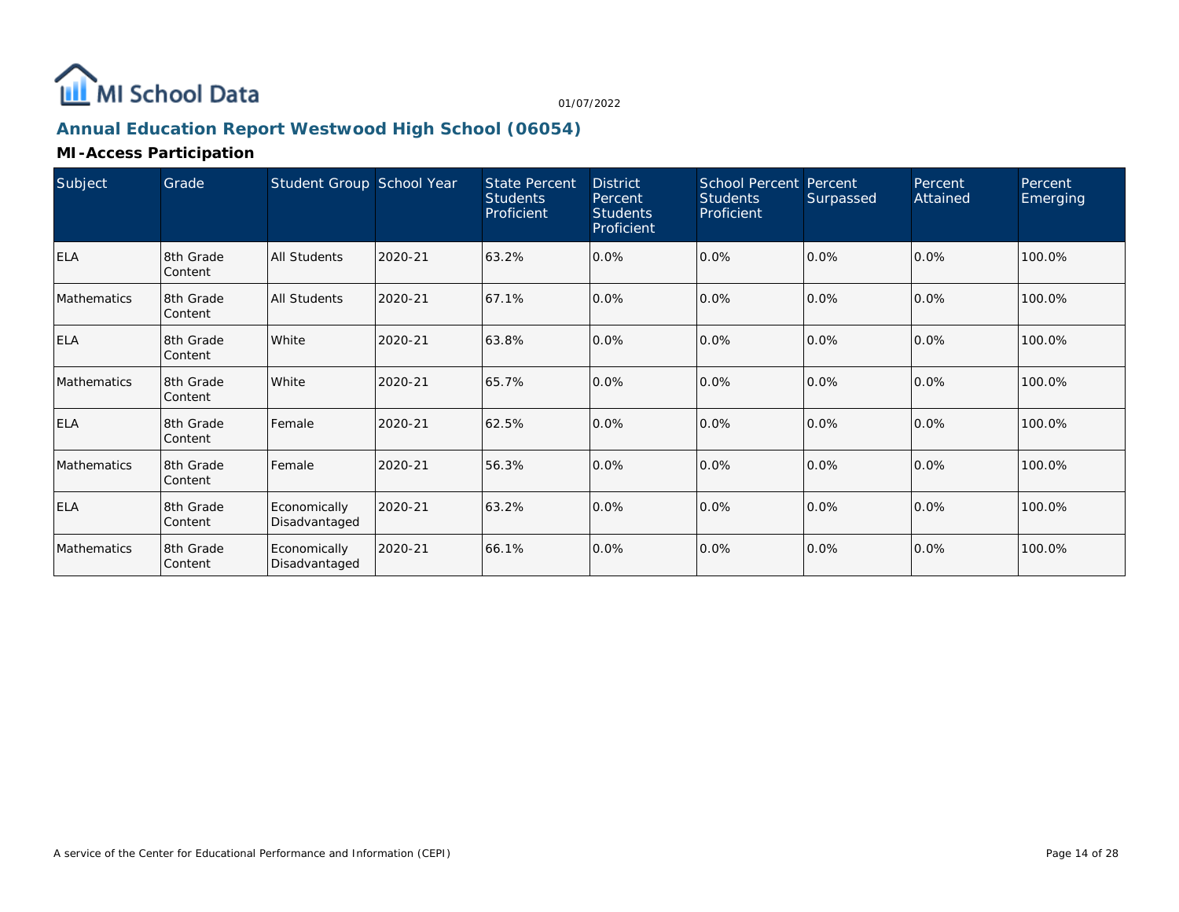# Annual Education Report Westwood High School (06054)

01/07/2022

## MI-Access Participation

| Subject | Grade | Student Group | School Year | State Percent Students Proficient | District Percent Students Proficient | School Percent Students Proficient | Percent Surpassed | Percent Attained | Percent Emerging |
|---|---|---|---|---|---|---|---|---|---|
| ELA | 8th Grade Content | All Students | 2020-21 | 63.2% | 0.0% | 0.0% | 0.0% | 0.0% | 100.0% |
| Mathematics | 8th Grade Content | All Students | 2020-21 | 67.1% | 0.0% | 0.0% | 0.0% | 0.0% | 100.0% |
| ELA | 8th Grade Content | White | 2020-21 | 63.8% | 0.0% | 0.0% | 0.0% | 0.0% | 100.0% |
| Mathematics | 8th Grade Content | White | 2020-21 | 65.7% | 0.0% | 0.0% | 0.0% | 0.0% | 100.0% |
| ELA | 8th Grade Content | Female | 2020-21 | 62.5% | 0.0% | 0.0% | 0.0% | 0.0% | 100.0% |
| Mathematics | 8th Grade Content | Female | 2020-21 | 56.3% | 0.0% | 0.0% | 0.0% | 0.0% | 100.0% |
| ELA | 8th Grade Content | Economically Disadvantaged | 2020-21 | 63.2% | 0.0% | 0.0% | 0.0% | 0.0% | 100.0% |
| Mathematics | 8th Grade Content | Economically Disadvantaged | 2020-21 | 66.1% | 0.0% | 0.0% | 0.0% | 0.0% | 100.0% |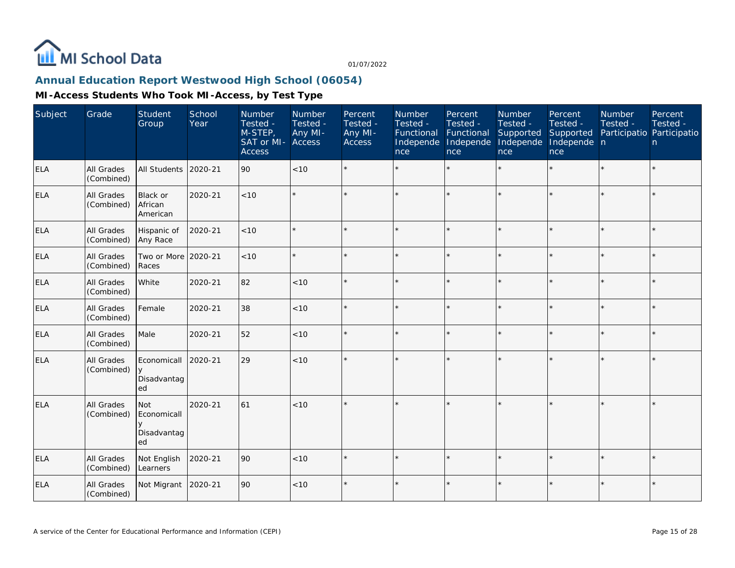MI School Data

01/07/2022

## Annual Education Report Westwood High School (06054)

### MI-Access Students Who Took MI-Access, by Test Type

| Subject | Grade | Student Group | School Year | Number Tested - M-STEP, SAT or MI-Access | Number Tested - Any MI-Access | Percent Tested - Any MI-Access | Number Tested - Functional Independence | Percent Tested - Functional Independence | Number Tested - Supported Independence | Percent Tested - Supported Independence | Number Tested - Participation | Percent Tested - Participation |
|---|---|---|---|---|---|---|---|---|---|---|---|---|
| ELA | All Grades (Combined) | All Students | 2020-21 | 90 | <10 | * | * | * | * | * | * | * |
| ELA | All Grades (Combined) | Black or African American | 2020-21 | <10 | * | * | * | * | * | * | * | * |
| ELA | All Grades (Combined) | Hispanic of Any Race | 2020-21 | <10 | * | * | * | * | * | * | * | * |
| ELA | All Grades (Combined) | Two or More Races | 2020-21 | <10 | * | * | * | * | * | * | * | * |
| ELA | All Grades (Combined) | White | 2020-21 | 82 | <10 | * | * | * | * | * | * | * |
| ELA | All Grades (Combined) | Female | 2020-21 | 38 | <10 | * | * | * | * | * | * | * |
| ELA | All Grades (Combined) | Male | 2020-21 | 52 | <10 | * | * | * | * | * | * | * |
| ELA | All Grades (Combined) | Economically Disadvantaged | 2020-21 | 29 | <10 | * | * | * | * | * | * | * |
| ELA | All Grades (Combined) | Not Economically Disadvantaged | 2020-21 | 61 | <10 | * | * | * | * | * | * | * |
| ELA | All Grades (Combined) | Not English Learners | 2020-21 | 90 | <10 | * | * | * | * | * | * | * |
| ELA | All Grades (Combined) | Not Migrant | 2020-21 | 90 | <10 | * | * | * | * | * | * | * |

A service of the Center for Educational Performance and Information (CEPI)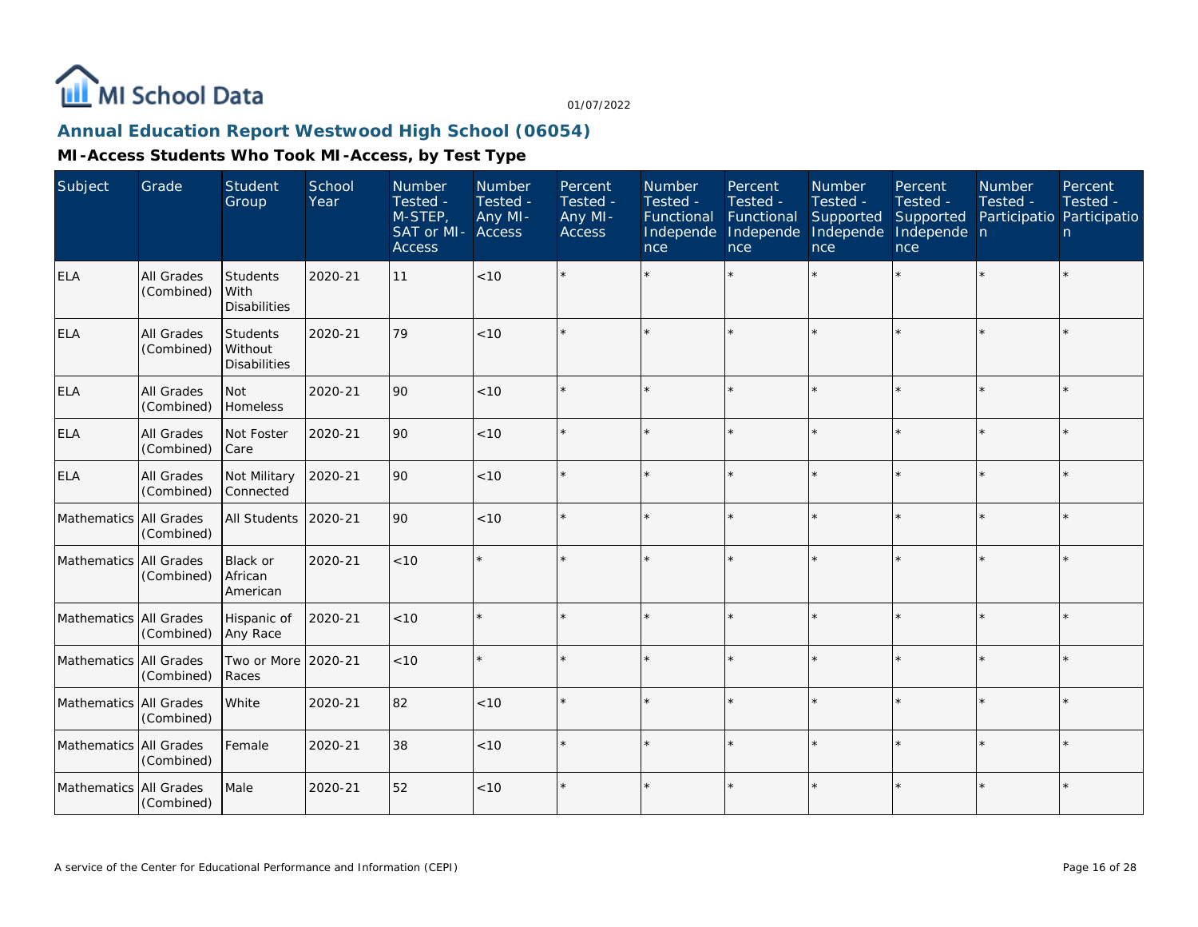## Annual Education Report Westwood High School (06054)

### MI-Access Students Who Took MI-Access, by Test Type

| Subject | Grade | Student Group | School Year | Number Tested - M-STEP, SAT or MI-Access | Number Tested - Any MI-Access | Percent Tested - Any MI-Access | Number Tested - Functional Independence | Percent Tested - Functional Independence | Number Tested - Supported Independence | Percent Tested - Supported Independence | Number Tested - Participation | Percent Tested - Participation |
|---|---|---|---|---|---|---|---|---|---|---|---|---|
| ELA | All Grades (Combined) | Students With Disabilities | 2020-21 | 11 | <10 | * | * | * | * | * | * | * |
| ELA | All Grades (Combined) | Students Without Disabilities | 2020-21 | 79 | <10 | * | * | * | * | * | * | * |
| ELA | All Grades (Combined) | Not Homeless | 2020-21 | 90 | <10 | * | * | * | * | * | * | * |
| ELA | All Grades (Combined) | Not Foster Care | 2020-21 | 90 | <10 | * | * | * | * | * | * | * |
| ELA | All Grades (Combined) | Not Military Connected | 2020-21 | 90 | <10 | * | * | * | * | * | * | * |
| Mathematics | All Grades (Combined) | All Students | 2020-21 | 90 | <10 | * | * | * | * | * | * | * |
| Mathematics | All Grades (Combined) | Black or African American | 2020-21 | <10 | * | * | * | * | * | * | * | * |
| Mathematics | All Grades (Combined) | Hispanic of Any Race | 2020-21 | <10 | * | * | * | * | * | * | * | * |
| Mathematics | All Grades (Combined) | Two or More Races | 2020-21 | <10 | * | * | * | * | * | * | * | * |
| Mathematics | All Grades (Combined) | White | 2020-21 | 82 | <10 | * | * | * | * | * | * | * |
| Mathematics | All Grades (Combined) | Female | 2020-21 | 38 | <10 | * | * | * | * | * | * | * |
| Mathematics | All Grades (Combined) | Male | 2020-21 | 52 | <10 | * | * | * | * | * | * | * |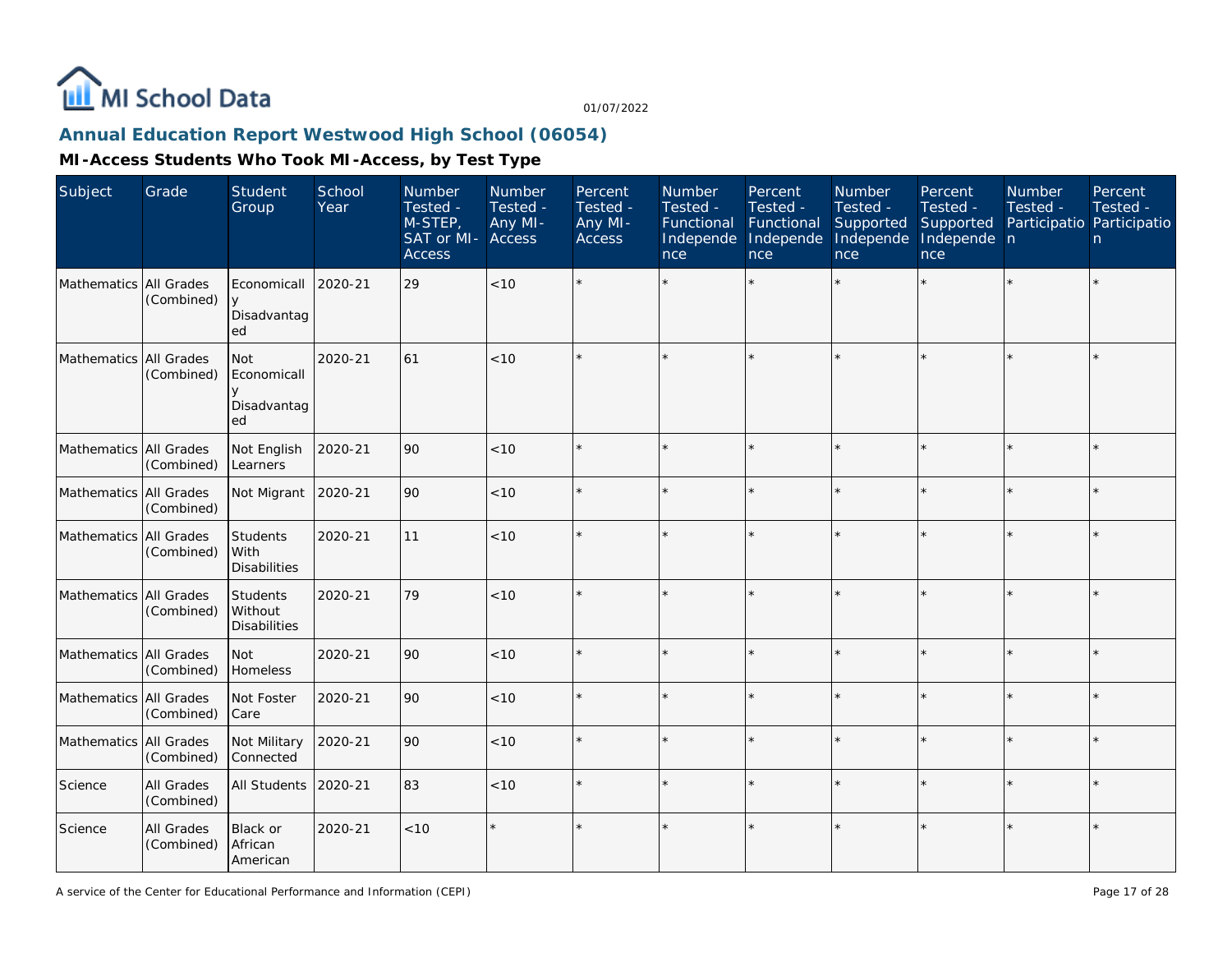## Annual Education Report Westwood High School (06054)

### MI-Access Students Who Took MI-Access, by Test Type

| Subject | Grade | Student Group | School Year | Number Tested - M-STEP, SAT or MI-Access | Number Tested - Any MI-Access | Percent Tested - Any MI-Access | Number Tested - Functional Independence | Percent Tested - Functional Independence | Number Tested - Supported Independence | Percent Tested - Supported Independence | Number Tested - Participation | Percent Tested - Participation |
|---|---|---|---|---|---|---|---|---|---|---|---|---|
| Mathematics | All Grades (Combined) | Economically Disadvantaged | 2020-21 | 29 | <10 | * | * | * | * | * | * | * |
| Mathematics | All Grades (Combined) | Not Economically Disadvantaged | 2020-21 | 61 | <10 | * | * | * | * | * | * | * |
| Mathematics | All Grades (Combined) | Not English Learners | 2020-21 | 90 | <10 | * | * | * | * | * | * | * |
| Mathematics | All Grades (Combined) | Not Migrant | 2020-21 | 90 | <10 | * | * | * | * | * | * | * |
| Mathematics | All Grades (Combined) | Students With Disabilities | 2020-21 | 11 | <10 | * | * | * | * | * | * | * |
| Mathematics | All Grades (Combined) | Students Without Disabilities | 2020-21 | 79 | <10 | * | * | * | * | * | * | * |
| Mathematics | All Grades (Combined) | Not Homeless | 2020-21 | 90 | <10 | * | * | * | * | * | * | * |
| Mathematics | All Grades (Combined) | Not Foster Care | 2020-21 | 90 | <10 | * | * | * | * | * | * | * |
| Mathematics | All Grades (Combined) | Not Military Connected | 2020-21 | 90 | <10 | * | * | * | * | * | * | * |
| Science | All Grades (Combined) | All Students | 2020-21 | 83 | <10 | * | * | * | * | * | * | * |
| Science | All Grades (Combined) | Black or African American | 2020-21 | <10 | * | * | * | * | * | * | * | * |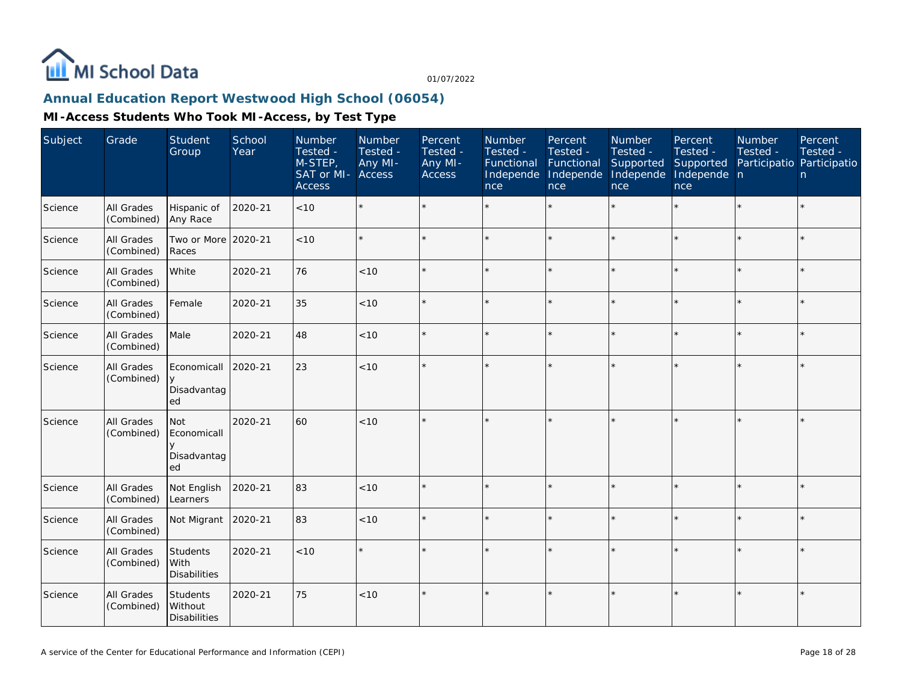MI School Data

01/07/2022

## Annual Education Report Westwood High School (06054)

### MI-Access Students Who Took MI-Access, by Test Type

| Subject | Grade | Student Group | School Year | Number Tested - M-STEP, SAT or MI-Access | Number Tested - Any MI-Access | Percent Tested - Any MI-Access | Number Tested - Functional Independence | Percent Tested - Functional Independence | Number Tested - Supported Independence | Percent Tested - Supported Independence | Number Tested - Participation | Percent Tested - Participation |
|---|---|---|---|---|---|---|---|---|---|---|---|---|
| Science | All Grades (Combined) | Hispanic of Any Race | 2020-21 | <10 | * | * | * | * | * | * | * | * |
| Science | All Grades (Combined) | Two or More Races | 2020-21 | <10 | * | * | * | * | * | * | * | * |
| Science | All Grades (Combined) | White | 2020-21 | 76 | <10 | * | * | * | * | * | * | * |
| Science | All Grades (Combined) | Female | 2020-21 | 35 | <10 | * | * | * | * | * | * | * |
| Science | All Grades (Combined) | Male | 2020-21 | 48 | <10 | * | * | * | * | * | * | * |
| Science | All Grades (Combined) | Economically Disadvantaged | 2020-21 | 23 | <10 | * | * | * | * | * | * | * |
| Science | All Grades (Combined) | Not Economically Disadvantaged | 2020-21 | 60 | <10 | * | * | * | * | * | * | * |
| Science | All Grades (Combined) | Not English Learners | 2020-21 | 83 | <10 | * | * | * | * | * | * | * |
| Science | All Grades (Combined) | Not Migrant | 2020-21 | 83 | <10 | * | * | * | * | * | * | * |
| Science | All Grades (Combined) | Students With Disabilities | 2020-21 | <10 | * | * | * | * | * | * | * | * |
| Science | All Grades (Combined) | Students Without Disabilities | 2020-21 | 75 | <10 | * | * | * | * | * | * | * |

A service of the Center for Educational Performance and Information (CEPI)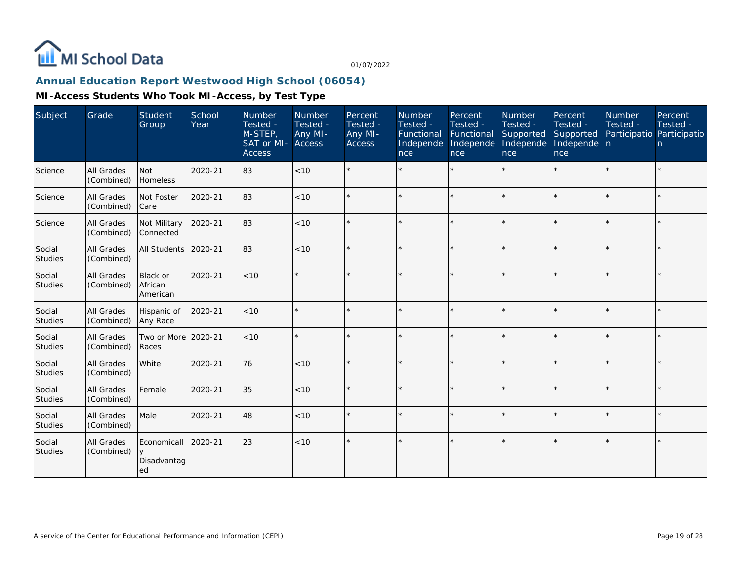## Annual Education Report Westwood High School (06054)

### MI-Access Students Who Took MI-Access, by Test Type

| Subject | Grade | Student Group | School Year | Number Tested - M-STEP, SAT or MI-Access | Number Tested - Any MI-Access | Percent Tested - Any MI-Access | Number Tested - Functional Independence | Percent Tested - Functional Independence | Number Tested - Supported Independence | Percent Tested - Supported Independence | Number Tested - Participation | Percent Tested - Participation |
|---|---|---|---|---|---|---|---|---|---|---|---|---|
| Science | All Grades (Combined) | Not Homeless | 2020-21 | 83 | <10 | * | * | * | * | * | * | * |
| Science | All Grades (Combined) | Not Foster Care | 2020-21 | 83 | <10 | * | * | * | * | * | * | * |
| Science | All Grades (Combined) | Not Military Connected | 2020-21 | 83 | <10 | * | * | * | * | * | * | * |
| Social Studies | All Grades (Combined) | All Students | 2020-21 | 83 | <10 | * | * | * | * | * | * | * |
| Social Studies | All Grades (Combined) | Black or African American | 2020-21 | <10 | * | * | * | * | * | * | * | * |
| Social Studies | All Grades (Combined) | Hispanic of Any Race | 2020-21 | <10 | * | * | * | * | * | * | * | * |
| Social Studies | All Grades (Combined) | Two or More Races | 2020-21 | <10 | * | * | * | * | * | * | * | * |
| Social Studies | All Grades (Combined) | White | 2020-21 | 76 | <10 | * | * | * | * | * | * | * |
| Social Studies | All Grades (Combined) | Female | 2020-21 | 35 | <10 | * | * | * | * | * | * | * |
| Social Studies | All Grades (Combined) | Male | 2020-21 | 48 | <10 | * | * | * | * | * | * | * |
| Social Studies | All Grades (Combined) | Economically Disadvantaged | 2020-21 | 23 | <10 | * | * | * | * | * | * | * |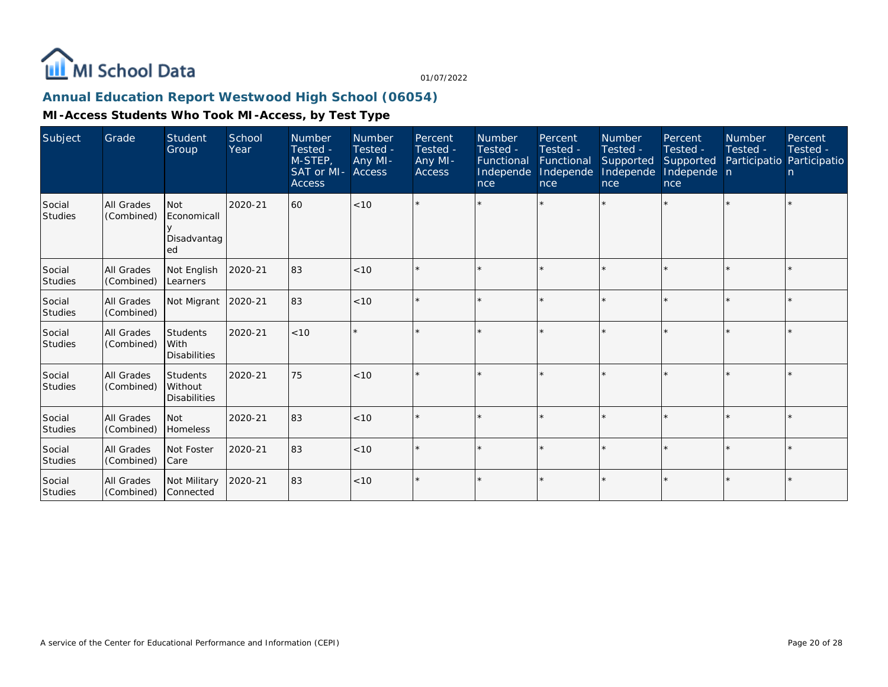MI School Data

01/07/2022

## Annual Education Report Westwood High School (06054)

### MI-Access Students Who Took MI-Access, by Test Type

| Subject | Grade | Student Group | School Year | Number Tested - M-STEP, SAT or MI-Access | Number Tested - Any MI-Access | Percent Tested - Any MI-Access | Number Tested - Functional Independence | Percent Tested - Functional Independence | Number Tested - Supported Independence | Percent Tested - Supported Independence | Number Tested - Participation | Percent Tested - Participation |
|---|---|---|---|---|---|---|---|---|---|---|---|---|
| Social Studies | All Grades (Combined) | Not Economically Disadvantaged | 2020-21 | 60 | <10 | * | * | * | * | * | * | * |
| Social Studies | All Grades (Combined) | Not English Learners | 2020-21 | 83 | <10 | * | * | * | * | * | * | * |
| Social Studies | All Grades (Combined) | Not Migrant | 2020-21 | 83 | <10 | * | * | * | * | * | * | * |
| Social Studies | All Grades (Combined) | Students With Disabilities | 2020-21 | <10 | * | * | * | * | * | * | * | * |
| Social Studies | All Grades (Combined) | Students Without Disabilities | 2020-21 | 75 | <10 | * | * | * | * | * | * | * |
| Social Studies | All Grades (Combined) | Not Homeless | 2020-21 | 83 | <10 | * | * | * | * | * | * | * |
| Social Studies | All Grades (Combined) | Not Foster Care | 2020-21 | 83 | <10 | * | * | * | * | * | * | * |
| Social Studies | All Grades (Combined) | Not Military Connected | 2020-21 | 83 | <10 | * | * | * | * | * | * | * |

A service of the Center for Educational Performance and Information (CEPI)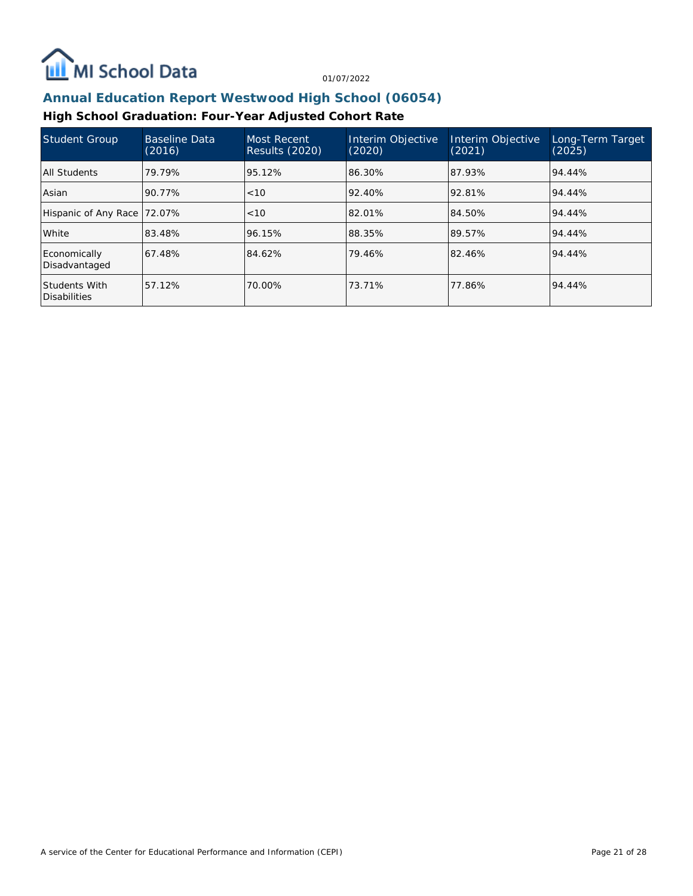## Annual Education Report Westwood High School (06054)

### High School Graduation: Four-Year Adjusted Cohort Rate

| Student Group | Baseline Data (2016) | Most Recent Results (2020) | Interim Objective (2020) | Interim Objective (2021) | Long-Term Target (2025) |
|---|---|---|---|---|---|
| All Students | 79.79% | 95.12% | 86.30% | 87.93% | 94.44% |
| Asian | 90.77% | <10 | 92.40% | 92.81% | 94.44% |
| Hispanic of Any Race | 72.07% | <10 | 82.01% | 84.50% | 94.44% |
| White | 83.48% | 96.15% | 88.35% | 89.57% | 94.44% |
| Economically Disadvantaged | 67.48% | 84.62% | 79.46% | 82.46% | 94.44% |
| Students With Disabilities | 57.12% | 70.00% | 73.71% | 77.86% | 94.44% |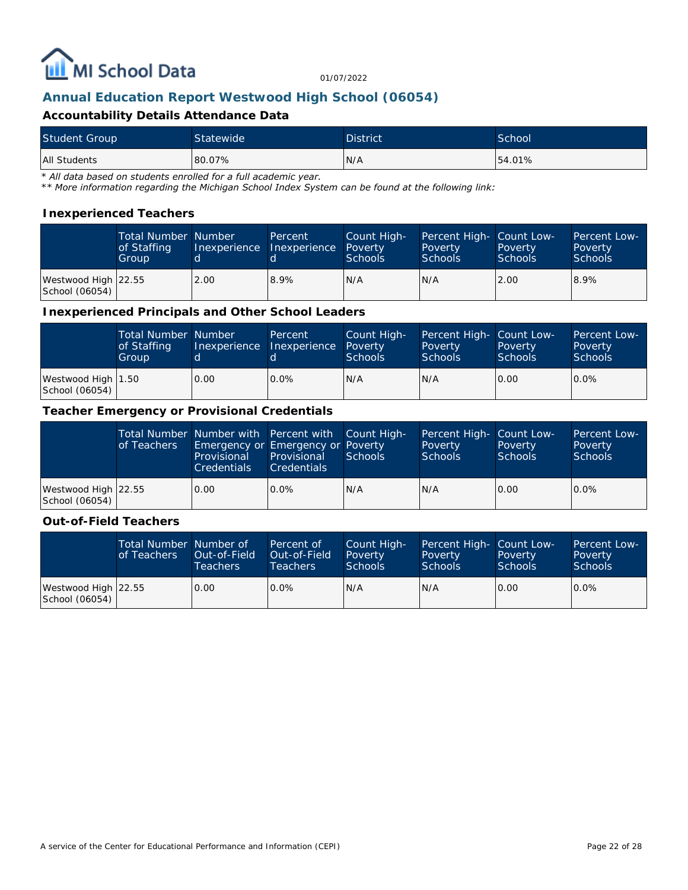## Annual Education Report Westwood High School (06054)

### Accountability Details Attendance Data

| Student Group | Statewide | District | School |
|---|---|---|---|
| All Students | 80.07% | N/A | 54.01% |

*\* All data based on students enrolled for a full academic year.*
*\*\* More information regarding the Michigan School Index System can be found at the following link:*

### Inexperienced Teachers

| | Total Number of Staffing Group | Number Inexperienced | Percent Inexperienced | Count High-Poverty Schools | Percent High-Poverty Schools | Count Low-Poverty Schools | Percent Low-Poverty Schools |
|---|---|---|---|---|---|---|---|
| Westwood High School (06054) | 22.55 | 2.00 | 8.9% | N/A | N/A | 2.00 | 8.9% |

### Inexperienced Principals and Other School Leaders

| | Total Number of Staffing Group | Number Inexperienced | Percent Inexperienced | Count High-Poverty Schools | Percent High-Poverty Schools | Count Low-Poverty Schools | Percent Low-Poverty Schools |
|---|---|---|---|---|---|---|---|
| Westwood High School (06054) | 1.50 | 0.00 | 0.0% | N/A | N/A | 0.00 | 0.0% |

### Teacher Emergency or Provisional Credentials

| | Total Number of Teachers | Number with Emergency or Provisional Credentials | Percent with Emergency or Provisional Credentials | Count High-Poverty Schools | Percent High-Poverty Schools | Count Low-Poverty Schools | Percent Low-Poverty Schools |
|---|---|---|---|---|---|---|---|
| Westwood High School (06054) | 22.55 | 0.00 | 0.0% | N/A | N/A | 0.00 | 0.0% |

### Out-of-Field Teachers

| | Total Number of Teachers | Number of Out-of-Field Teachers | Percent of Out-of-Field Teachers | Count High-Poverty Schools | Percent High-Poverty Schools | Count Low-Poverty Schools | Percent Low-Poverty Schools |
|---|---|---|---|---|---|---|---|
| Westwood High School (06054) | 22.55 | 0.00 | 0.0% | N/A | N/A | 0.00 | 0.0% |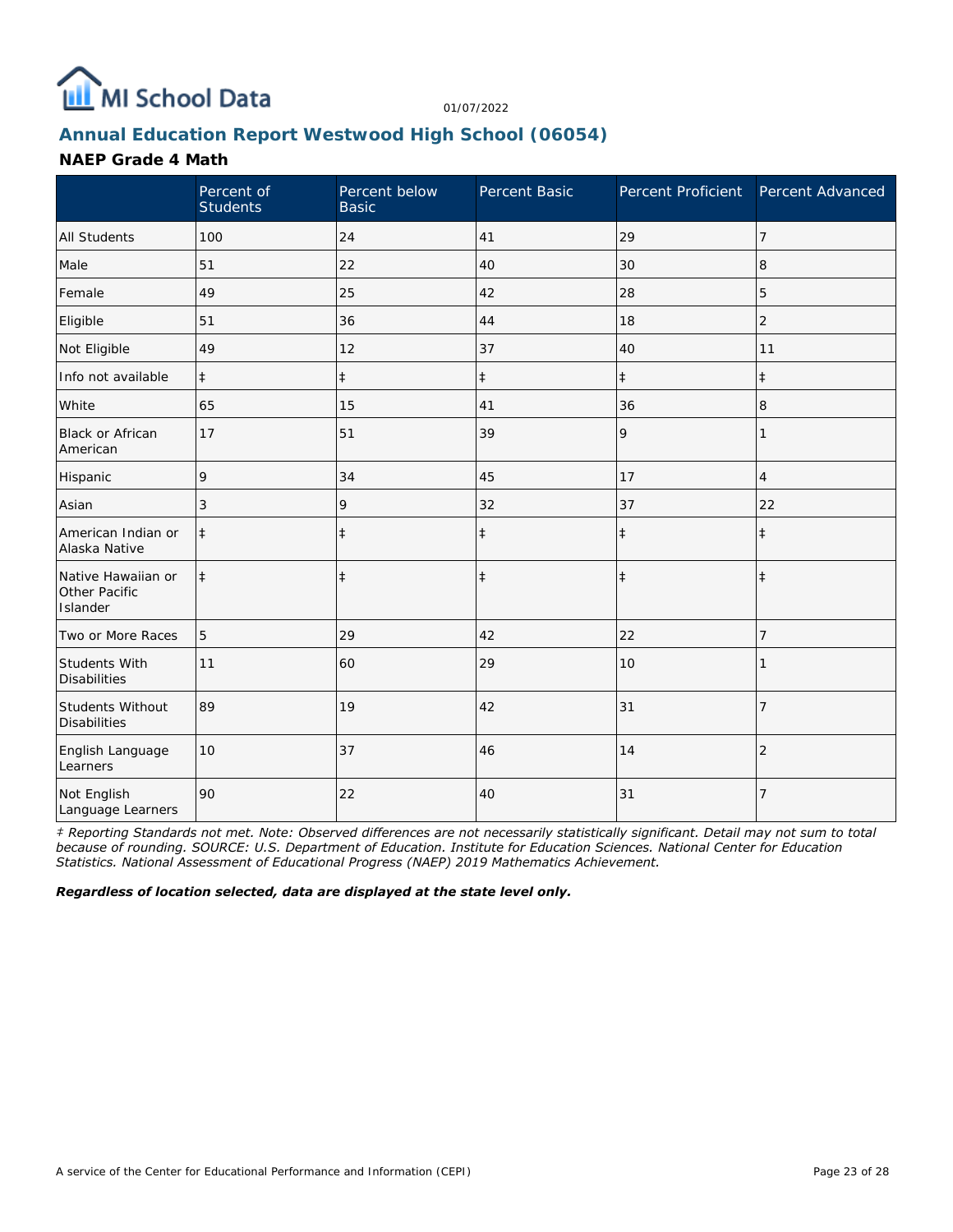## Annual Education Report Westwood High School (06054)

### NAEP Grade 4 Math

| | Percent of Students | Percent below Basic | Percent Basic | Percent Proficient | Percent Advanced |
|---|---|---|---|---|---|
| All Students | 100 | 24 | 41 | 29 | 7 |
| Male | 51 | 22 | 40 | 30 | 8 |
| Female | 49 | 25 | 42 | 28 | 5 |
| Eligible | 51 | 36 | 44 | 18 | 2 |
| Not Eligible | 49 | 12 | 37 | 40 | 11 |
| Info not available | ‡ | ‡ | ‡ | ‡ | ‡ |
| White | 65 | 15 | 41 | 36 | 8 |
| Black or African American | 17 | 51 | 39 | 9 | 1 |
| Hispanic | 9 | 34 | 45 | 17 | 4 |
| Asian | 3 | 9 | 32 | 37 | 22 |
| American Indian or Alaska Native | ‡ | ‡ | ‡ | ‡ | ‡ |
| Native Hawaiian or Other Pacific Islander | ‡ | ‡ | ‡ | ‡ | ‡ |
| Two or More Races | 5 | 29 | 42 | 22 | 7 |
| Students With Disabilities | 11 | 60 | 29 | 10 | 1 |
| Students Without Disabilities | 89 | 19 | 42 | 31 | 7 |
| English Language Learners | 10 | 37 | 46 | 14 | 2 |
| Not English Language Learners | 90 | 22 | 40 | 31 | 7 |

*‡ Reporting Standards not met. Note: Observed differences are not necessarily statistically significant. Detail may not sum to total because of rounding. SOURCE: U.S. Department of Education. Institute for Education Sciences. National Center for Education Statistics. National Assessment of Educational Progress (NAEP) 2019 Mathematics Achievement.*

***Regardless of location selected, data are displayed at the state level only.***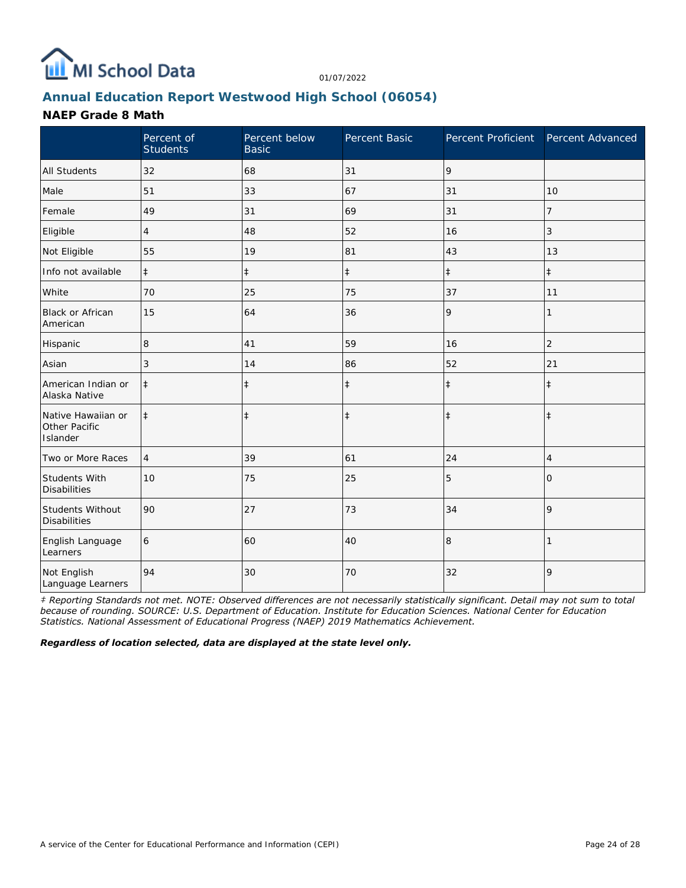MI School Data

01/07/2022

## Annual Education Report Westwood High School (06054)

### NAEP Grade 8 Math

| | Percent of Students | Percent below Basic | Percent Basic | Percent Proficient | Percent Advanced |
|---|---|---|---|---|---|
| All Students | 32 | 68 | 31 | 9 | |
| Male | 51 | 33 | 67 | 31 | 10 |
| Female | 49 | 31 | 69 | 31 | 7 |
| Eligible | 4 | 48 | 52 | 16 | 3 |
| Not Eligible | 55 | 19 | 81 | 43 | 13 |
| Info not available | ‡ | ‡ | ‡ | ‡ | ‡ |
| White | 70 | 25 | 75 | 37 | 11 |
| Black or African American | 15 | 64 | 36 | 9 | 1 |
| Hispanic | 8 | 41 | 59 | 16 | 2 |
| Asian | 3 | 14 | 86 | 52 | 21 |
| American Indian or Alaska Native | ‡ | ‡ | ‡ | ‡ | ‡ |
| Native Hawaiian or Other Pacific Islander | ‡ | ‡ | ‡ | ‡ | ‡ |
| Two or More Races | 4 | 39 | 61 | 24 | 4 |
| Students With Disabilities | 10 | 75 | 25 | 5 | 0 |
| Students Without Disabilities | 90 | 27 | 73 | 34 | 9 |
| English Language Learners | 6 | 60 | 40 | 8 | 1 |
| Not English Language Learners | 94 | 30 | 70 | 32 | 9 |

*‡ Reporting Standards not met. NOTE: Observed differences are not necessarily statistically significant. Detail may not sum to total because of rounding. SOURCE: U.S. Department of Education. Institute for Education Sciences. National Center for Education Statistics. National Assessment of Educational Progress (NAEP) 2019 Mathematics Achievement.*

***Regardless of location selected, data are displayed at the state level only.***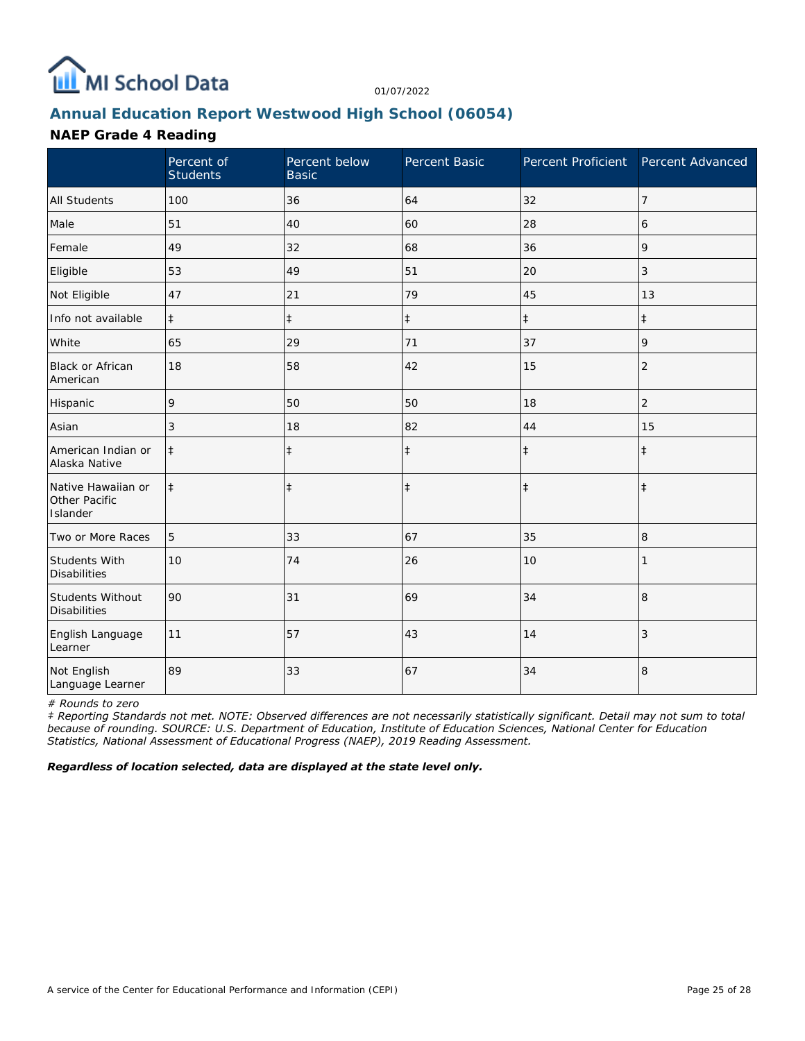## Annual Education Report Westwood High School (06054)

### NAEP Grade 4 Reading

| | Percent of Students | Percent below Basic | Percent Basic | Percent Proficient | Percent Advanced |
|---|---|---|---|---|---|
| All Students | 100 | 36 | 64 | 32 | 7 |
| Male | 51 | 40 | 60 | 28 | 6 |
| Female | 49 | 32 | 68 | 36 | 9 |
| Eligible | 53 | 49 | 51 | 20 | 3 |
| Not Eligible | 47 | 21 | 79 | 45 | 13 |
| Info not available | ‡ | ‡ | ‡ | ‡ | ‡ |
| White | 65 | 29 | 71 | 37 | 9 |
| Black or African American | 18 | 58 | 42 | 15 | 2 |
| Hispanic | 9 | 50 | 50 | 18 | 2 |
| Asian | 3 | 18 | 82 | 44 | 15 |
| American Indian or Alaska Native | ‡ | ‡ | ‡ | ‡ | ‡ |
| Native Hawaiian or Other Pacific Islander | ‡ | ‡ | ‡ | ‡ | ‡ |
| Two or More Races | 5 | 33 | 67 | 35 | 8 |
| Students With Disabilities | 10 | 74 | 26 | 10 | 1 |
| Students Without Disabilities | 90 | 31 | 69 | 34 | 8 |
| English Language Learner | 11 | 57 | 43 | 14 | 3 |
| Not English Language Learner | 89 | 33 | 67 | 34 | 8 |

*# Rounds to zero*

*‡ Reporting Standards not met. NOTE: Observed differences are not necessarily statistically significant. Detail may not sum to total because of rounding. SOURCE: U.S. Department of Education, Institute of Education Sciences, National Center for Education Statistics, National Assessment of Educational Progress (NAEP), 2019 Reading Assessment.*

***Regardless of location selected, data are displayed at the state level only.***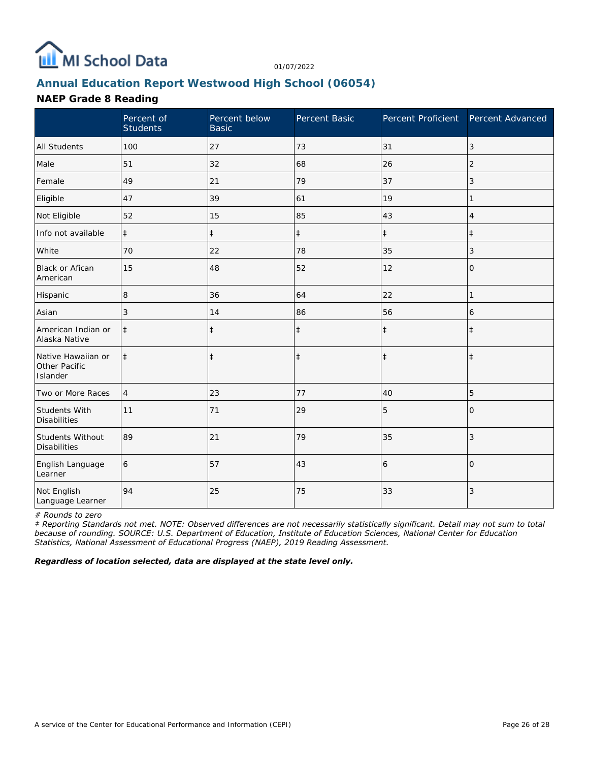MI School Data

01/07/2022

## Annual Education Report Westwood High School (06054)

### NAEP Grade 8 Reading

| | Percent of Students | Percent below Basic | Percent Basic | Percent Proficient | Percent Advanced |
|---|---|---|---|---|---|
| All Students | 100 | 27 | 73 | 31 | 3 |
| Male | 51 | 32 | 68 | 26 | 2 |
| Female | 49 | 21 | 79 | 37 | 3 |
| Eligible | 47 | 39 | 61 | 19 | 1 |
| Not Eligible | 52 | 15 | 85 | 43 | 4 |
| Info not available | ‡ | ‡ | ‡ | ‡ | ‡ |
| White | 70 | 22 | 78 | 35 | 3 |
| Black or Afican American | 15 | 48 | 52 | 12 | 0 |
| Hispanic | 8 | 36 | 64 | 22 | 1 |
| Asian | 3 | 14 | 86 | 56 | 6 |
| American Indian or Alaska Native | ‡ | ‡ | ‡ | ‡ | ‡ |
| Native Hawaiian or Other Pacific Islander | ‡ | ‡ | ‡ | ‡ | ‡ |
| Two or More Races | 4 | 23 | 77 | 40 | 5 |
| Students With Disabilities | 11 | 71 | 29 | 5 | 0 |
| Students Without Disabilities | 89 | 21 | 79 | 35 | 3 |
| English Language Learner | 6 | 57 | 43 | 6 | 0 |
| Not English Language Learner | 94 | 25 | 75 | 33 | 3 |

*# Rounds to zero*

*‡ Reporting Standards not met. NOTE: Observed differences are not necessarily statistically significant. Detail may not sum to total because of rounding. SOURCE: U.S. Department of Education, Institute of Education Sciences, National Center for Education Statistics, National Assessment of Educational Progress (NAEP), 2019 Reading Assessment.*

***Regardless of location selected, data are displayed at the state level only.***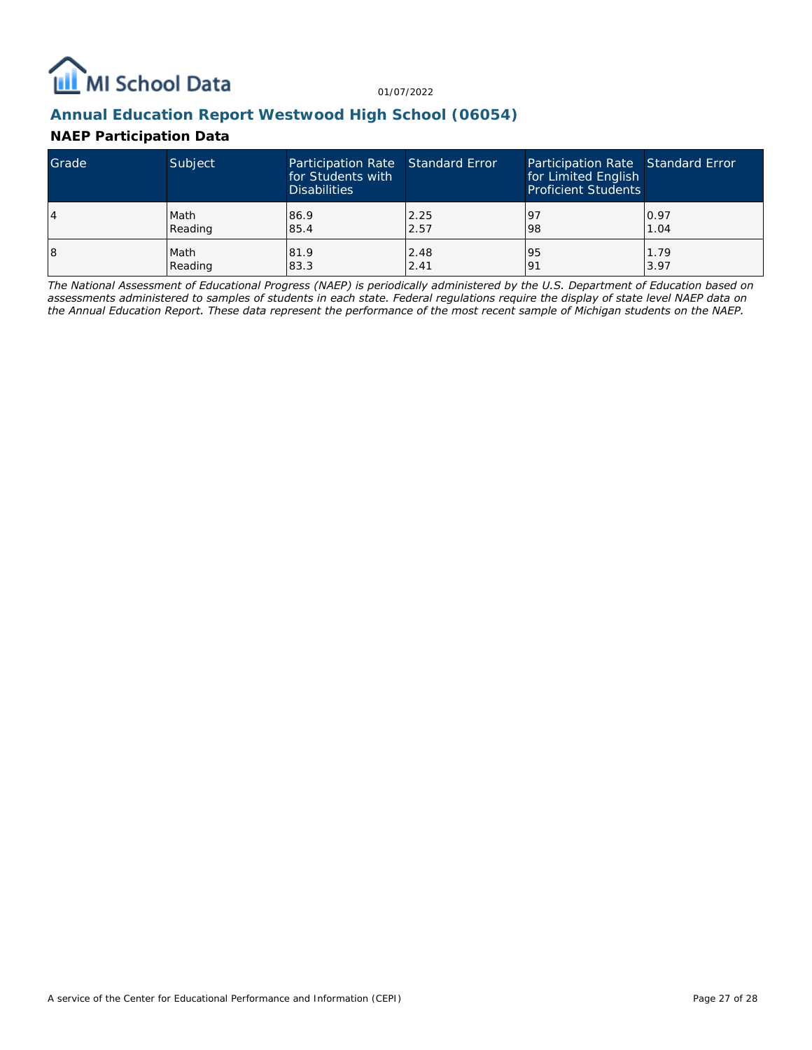## Annual Education Report Westwood High School (06054)

### NAEP Participation Data

| Grade | Subject | Participation Rate for Students with Disabilities | Standard Error | Participation Rate for Limited English Proficient Students | Standard Error |
|---|---|---|---|---|---|
| 4 | Math<br>Reading | 86.9<br>85.4 | 2.25<br>2.57 | 97<br>98 | 0.97<br>1.04 |
| 8 | Math<br>Reading | 81.9<br>83.3 | 2.48<br>2.41 | 95<br>91 | 1.79<br>3.97 |

*The National Assessment of Educational Progress (NAEP) is periodically administered by the U.S. Department of Education based on assessments administered to samples of students in each state. Federal regulations require the display of state level NAEP data on the Annual Education Report. These data represent the performance of the most recent sample of Michigan students on the NAEP.*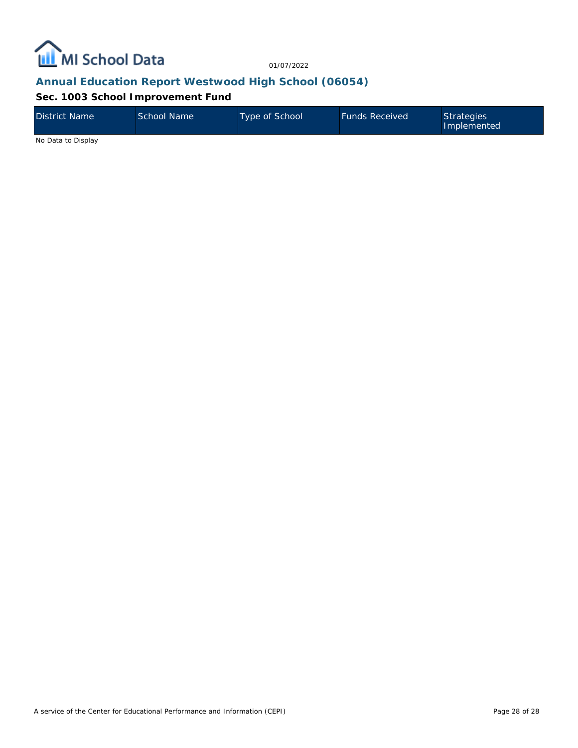## Annual Education Report Westwood High School (06054)

### Sec. 1003 School Improvement Fund

| District Name | School Name | Type of School | Funds Received | Strategies Implemented |
| --- | --- | --- | --- | --- |

No Data to Display